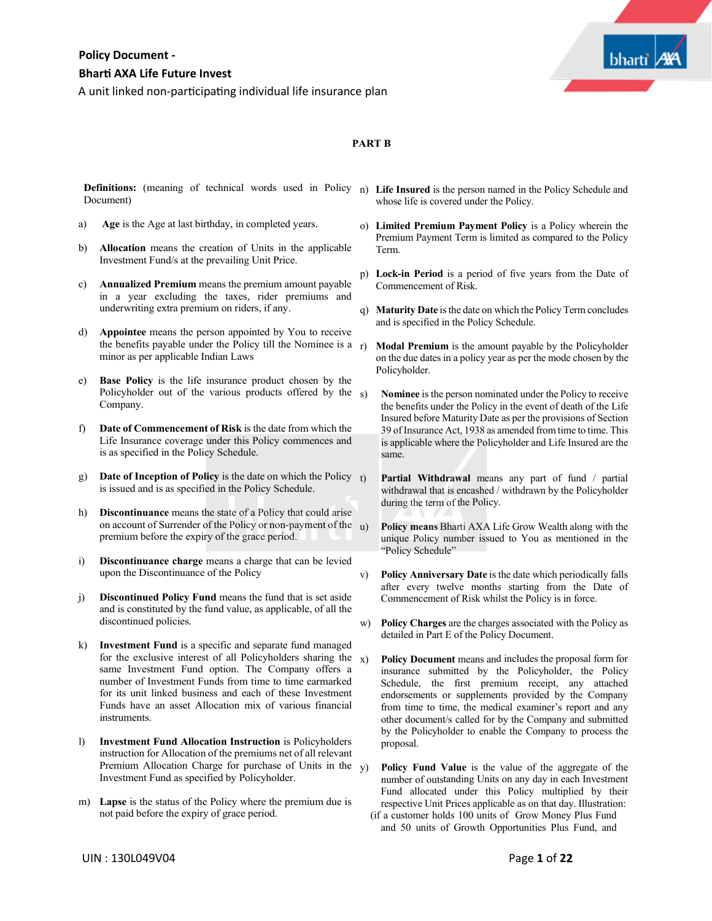**Policy Document -**

**Bharti AXA Life Future Invest**

A unit linked non-participating individual life insurance plan

## PART B

**Definitions:** (meaning of technical words used in Policy Document)

a) **Age** is the Age at last birthday, in completed years.

b) **Allocation** means the creation of Units in the applicable Investment Fund/s at the prevailing Unit Price.

c) **Annualized Premium** means the premium amount payable in a year excluding the taxes, rider premiums and underwriting extra premium on riders, if any.

d) **Appointee** means the person appointed by You to receive the benefits payable under the Policy till the Nominee is a minor as per applicable Indian Laws

e) **Base Policy** is the life insurance product chosen by the Policyholder out of the various products offered by the Company.

f) **Date of Commencement of Risk** is the date from which the Life Insurance coverage under this Policy commences and is as specified in the Policy Schedule.

g) **Date of Inception of Policy** is the date on which the Policy is issued and is as specified in the Policy Schedule.

h) **Discontinuance** means the state of a Policy that could arise on account of Surrender of the Policy or non-payment of the premium before the expiry of the grace period.

i) **Discontinuance charge** means a charge that can be levied upon the Discontinuance of the Policy

j) **Discontinued Policy Fund** means the fund that is set aside and is constituted by the fund value, as applicable, of all the discontinued policies.

k) **Investment Fund** is a specific and separate fund managed for the exclusive interest of all Policyholders sharing the same Investment Fund option. The Company offers a number of Investment Funds from time to time earmarked for its unit linked business and each of these Investment Funds have an asset Allocation mix of various financial instruments.

l) **Investment Fund Allocation Instruction** is Policyholders instruction for Allocation of the premiums net of all relevant Premium Allocation Charge for purchase of Units in the Investment Fund as specified by Policyholder.

m) **Lapse** is the status of the Policy where the premium due is not paid before the expiry of grace period.

n) **Life Insured** is the person named in the Policy Schedule and whose life is covered under the Policy.

o) **Limited Premium Payment Policy** is a Policy wherein the Premium Payment Term is limited as compared to the Policy Term.

p) **Lock-in Period** is a period of five years from the Date of Commencement of Risk.

q) **Maturity Date** is the date on which the Policy Term concludes and is specified in the Policy Schedule.

r) **Modal Premium** is the amount payable by the Policyholder on the due dates in a policy year as per the mode chosen by the Policyholder.

s) **Nominee** is the person nominated under the Policy to receive the benefits under the Policy in the event of death of the Life Insured before Maturity Date as per the provisions of Section 39 of Insurance Act, 1938 as amended from time to time. This is applicable where the Policyholder and Life Insured are the same.

t) **Partial Withdrawal** means any part of fund / partial withdrawal that is encashed / withdrawn by the Policyholder during the term of the Policy.

u) **Policy means** Bharti AXA Life Grow Wealth along with the unique Policy number issued to You as mentioned in the "Policy Schedule"

v) **Policy Anniversary Date** is the date which periodically falls after every twelve months starting from the Date of Commencement of Risk whilst the Policy is in force.

w) **Policy Charges** are the charges associated with the Policy as detailed in Part E of the Policy Document.

x) **Policy Document** means and includes the proposal form for insurance submitted by the Policyholder, the Policy Schedule, the first premium receipt, any attached endorsements or supplements provided by the Company from time to time, the medical examiner's report and any other document/s called for by the Company and submitted by the Policyholder to enable the Company to process the proposal.

y) **Policy Fund Value** is the value of the aggregate of the number of outstanding Units on any day in each Investment Fund allocated under this Policy multiplied by their respective Unit Prices applicable as on that day. Illustration: (if a customer holds 100 units of Grow Money Plus Fund and 50 units of Growth Opportunities Plus Fund, and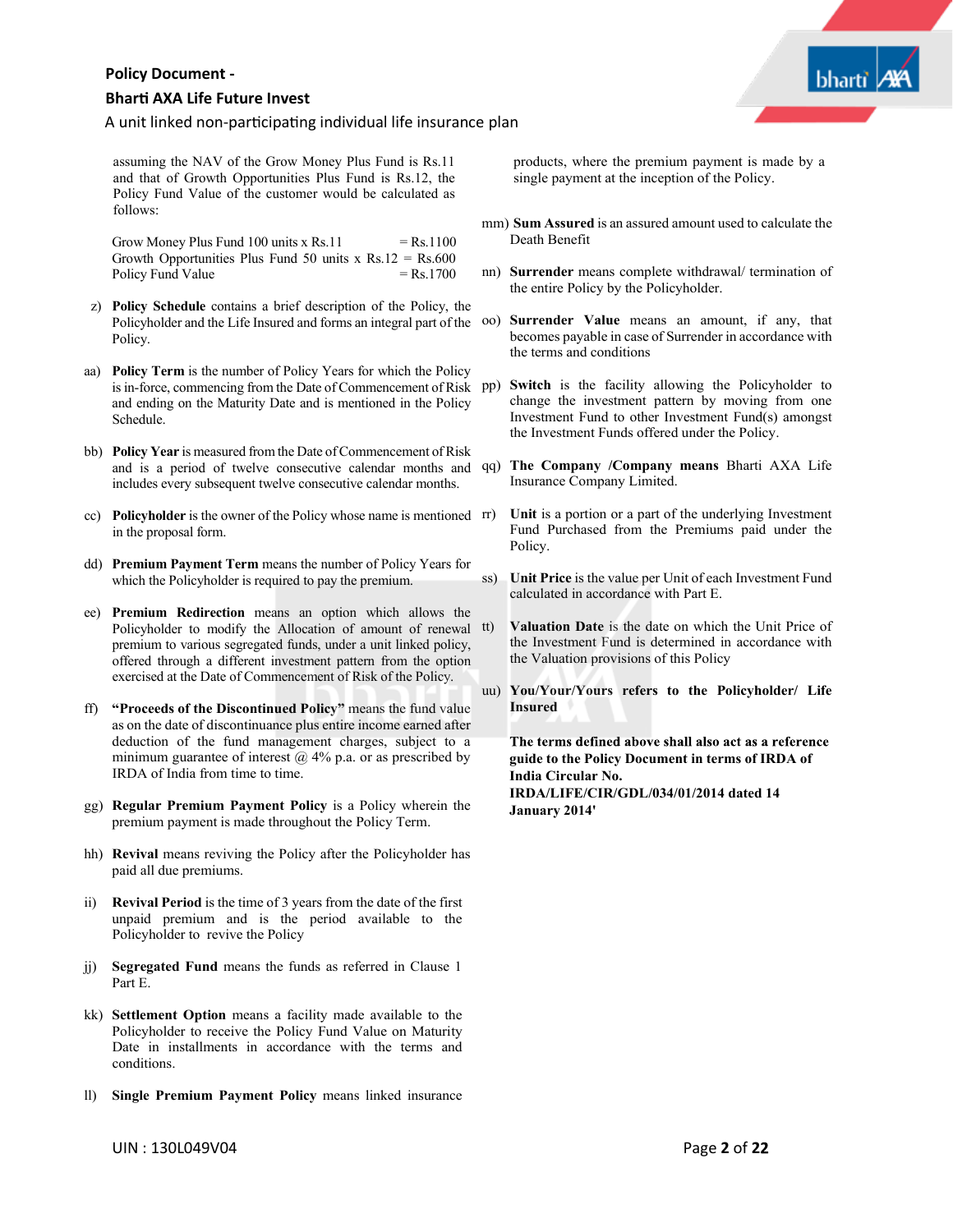assuming the NAV of the Grow Money Plus Fund is Rs.11 and that of Growth Opportunities Plus Fund is Rs.12, the Policy Fund Value of the customer would be calculated as follows:

Grow Money Plus Fund 100 units x Rs.11 = Rs.1100
Growth Opportunities Plus Fund 50 units x Rs.12 = Rs.600
Policy Fund Value = Rs.1700

z) **Policy Schedule** contains a brief description of the Policy, the Policyholder and the Life Insured and forms an integral part of the Policy.

aa) **Policy Term** is the number of Policy Years for which the Policy is in-force, commencing from the Date of Commencement of Risk and ending on the Maturity Date and is mentioned in the Policy Schedule.

bb) **Policy Year** is measured from the Date of Commencement of Risk and is a period of twelve consecutive calendar months and includes every subsequent twelve consecutive calendar months.

cc) **Policyholder** is the owner of the Policy whose name is mentioned in the proposal form.

dd) **Premium Payment Term** means the number of Policy Years for which the Policyholder is required to pay the premium.

ee) **Premium Redirection** means an option which allows the Policyholder to modify the Allocation of amount of renewal premium to various segregated funds, under a unit linked policy, offered through a different investment pattern from the option exercised at the Date of Commencement of Risk of the Policy.

ff) **"Proceeds of the Discontinued Policy"** means the fund value as on the date of discontinuance plus entire income earned after deduction of the fund management charges, subject to a minimum guarantee of interest @ 4% p.a. or as prescribed by IRDA of India from time to time.

gg) **Regular Premium Payment Policy** is a Policy wherein the premium payment is made throughout the Policy Term.

hh) **Revival** means reviving the Policy after the Policyholder has paid all due premiums.

ii) **Revival Period** is the time of 3 years from the date of the first unpaid premium and is the period available to the Policyholder to revive the Policy

jj) **Segregated Fund** means the funds as referred in Clause 1 Part E.

kk) **Settlement Option** means a facility made available to the Policyholder to receive the Policy Fund Value on Maturity Date in installments in accordance with the terms and conditions.

ll) **Single Premium Payment Policy** means linked insurance products, where the premium payment is made by a single payment at the inception of the Policy.

mm) **Sum Assured** is an assured amount used to calculate the Death Benefit

nn) **Surrender** means complete withdrawal/ termination of the entire Policy by the Policyholder.

oo) **Surrender Value** means an amount, if any, that becomes payable in case of Surrender in accordance with the terms and conditions

pp) **Switch** is the facility allowing the Policyholder to change the investment pattern by moving from one Investment Fund to other Investment Fund(s) amongst the Investment Funds offered under the Policy.

qq) **The Company /Company means** Bharti AXA Life Insurance Company Limited.

rr) **Unit** is a portion or a part of the underlying Investment Fund Purchased from the Premiums paid under the Policy.

ss) **Unit Price** is the value per Unit of each Investment Fund calculated in accordance with Part E.

tt) **Valuation Date** is the date on which the Unit Price of the Investment Fund is determined in accordance with the Valuation provisions of this Policy

uu) **You/Your/Yours refers to the Policyholder/ Life Insured**

**The terms defined above shall also act as a reference guide to the Policy Document in terms of IRDA of India Circular No. IRDA/LIFE/CIR/GDL/034/01/2014 dated 14 January 2014'**

UIN : 130L049V04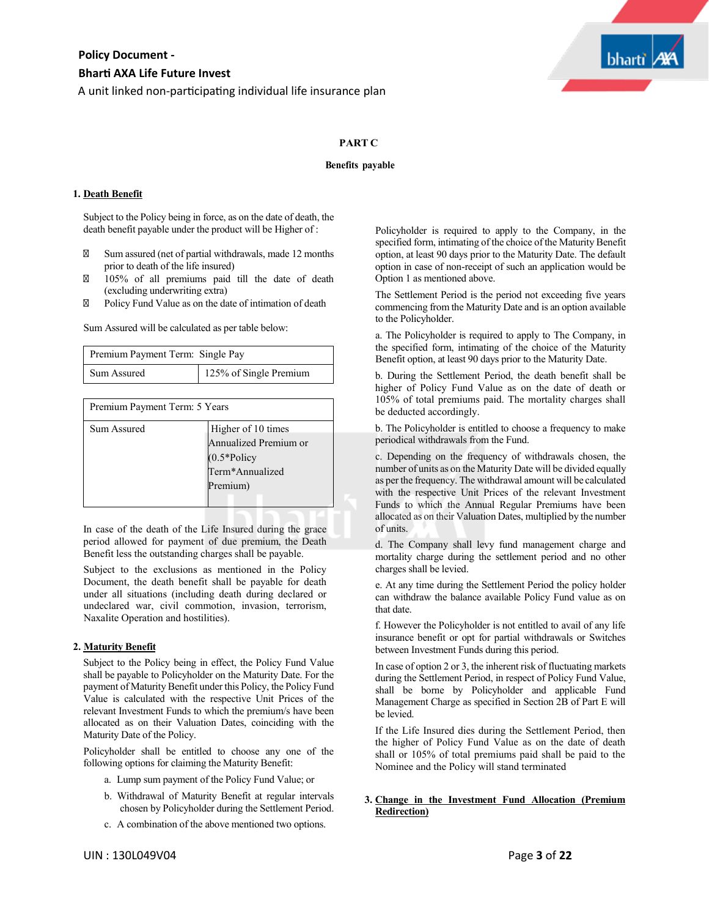# PART C

## Benefits payable

### 1. Death Benefit

Subject to the Policy being in force, as on the date of death, the death benefit payable under the product will be Higher of :

- Sum assured (net of partial withdrawals, made 12 months prior to death of the life insured)
- 105% of all premiums paid till the date of death (excluding underwriting extra)
- Policy Fund Value as on the date of intimation of death

Sum Assured will be calculated as per table below:

| Premium Payment Term: Single Pay | |
|---|---|
| Sum Assured | 125% of Single Premium |

| Premium Payment Term: 5 Years | |
|---|---|
| Sum Assured | Higher of 10 times Annualized Premium or (0.5*Policy Term*Annualized Premium) |

In case of the death of the Life Insured during the grace period allowed for payment of due premium, the Death Benefit less the outstanding charges shall be payable.

Subject to the exclusions as mentioned in the Policy Document, the death benefit shall be payable for death under all situations (including death during declared or undeclared war, civil commotion, invasion, terrorism, Naxalite Operation and hostilities).

### 2. Maturity Benefit

Subject to the Policy being in effect, the Policy Fund Value shall be payable to Policyholder on the Maturity Date. For the payment of Maturity Benefit under this Policy, the Policy Fund Value is calculated with the respective Unit Prices of the relevant Investment Funds to which the premium/s have been allocated as on their Valuation Dates, coinciding with the Maturity Date of the Policy.

Policyholder shall be entitled to choose any one of the following options for claiming the Maturity Benefit:

a. Lump sum payment of the Policy Fund Value; or

b. Withdrawal of Maturity Benefit at regular intervals chosen by Policyholder during the Settlement Period.

c. A combination of the above mentioned two options.

Policyholder is required to apply to the Company, in the specified form, intimating of the choice of the Maturity Benefit option, at least 90 days prior to the Maturity Date. The default option in case of non-receipt of such an application would be Option 1 as mentioned above.

The Settlement Period is the period not exceeding five years commencing from the Maturity Date and is an option available to the Policyholder.

a. The Policyholder is required to apply to The Company, in the specified form, intimating of the choice of the Maturity Benefit option, at least 90 days prior to the Maturity Date.

b. During the Settlement Period, the death benefit shall be higher of Policy Fund Value as on the date of death or 105% of total premiums paid. The mortality charges shall be deducted accordingly.

b. The Policyholder is entitled to choose a frequency to make periodical withdrawals from the Fund.

c. Depending on the frequency of withdrawals chosen, the number of units as on the Maturity Date will be divided equally as per the frequency. The withdrawal amount will be calculated with the respective Unit Prices of the relevant Investment Funds to which the Annual Regular Premiums have been allocated as on their Valuation Dates, multiplied by the number of units.

d. The Company shall levy fund management charge and mortality charge during the settlement period and no other charges shall be levied.

e. At any time during the Settlement Period the policy holder can withdraw the balance available Policy Fund value as on that date.

f. However the Policyholder is not entitled to avail of any life insurance benefit or opt for partial withdrawals or Switches between Investment Funds during this period.

In case of option 2 or 3, the inherent risk of fluctuating markets during the Settlement Period, in respect of Policy Fund Value, shall be borne by Policyholder and applicable Fund Management Charge as specified in Section 2B of Part E will be levied.

If the Life Insured dies during the Settlement Period, then the higher of Policy Fund Value as on the date of death shall or 105% of total premiums paid shall be paid to the Nominee and the Policy will stand terminated

### 3. Change in the Investment Fund Allocation (Premium Redirection)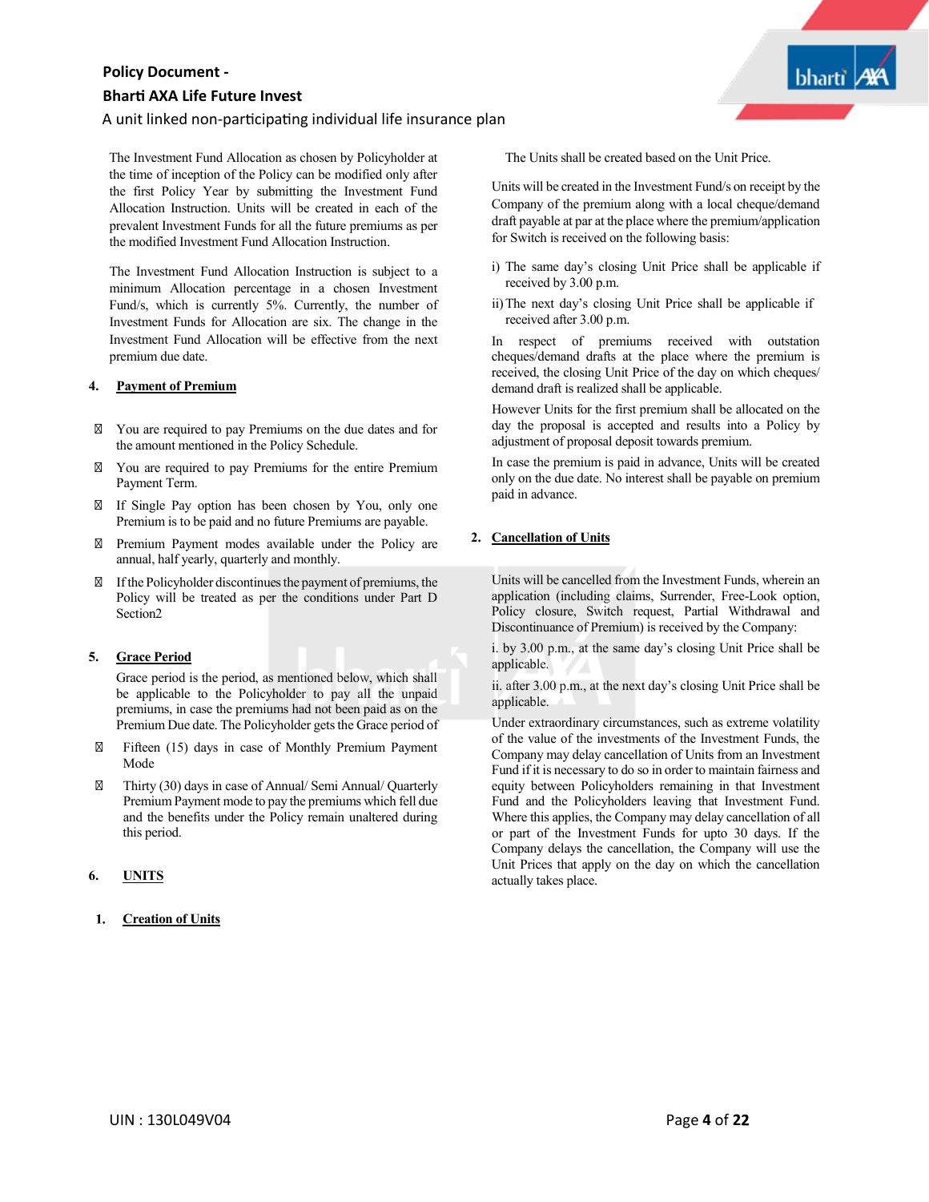The Investment Fund Allocation as chosen by Policyholder at the time of inception of the Policy can be modified only after the first Policy Year by submitting the Investment Fund Allocation Instruction. Units will be created in each of the prevalent Investment Funds for all the future premiums as per the modified Investment Fund Allocation Instruction.

The Investment Fund Allocation Instruction is subject to a minimum Allocation percentage in a chosen Investment Fund/s, which is currently 5%. Currently, the number of Investment Funds for Allocation are six. The change in the Investment Fund Allocation will be effective from the next premium due date.

## 4. Payment of Premium

- You are required to pay Premiums on the due dates and for the amount mentioned in the Policy Schedule.
- You are required to pay Premiums for the entire Premium Payment Term.
- If Single Pay option has been chosen by You, only one Premium is to be paid and no future Premiums are payable.
- Premium Payment modes available under the Policy are annual, half yearly, quarterly and monthly.
- If the Policyholder discontinues the payment of premiums, the Policy will be treated as per the conditions under Part D Section2

## 5. Grace Period

Grace period is the period, as mentioned below, which shall be applicable to the Policyholder to pay all the unpaid premiums, in case the premiums had not been paid as on the Premium Due date. The Policyholder gets the Grace period of

- Fifteen (15) days in case of Monthly Premium Payment Mode
- Thirty (30) days in case of Annual/ Semi Annual/ Quarterly Premium Payment mode to pay the premiums which fell due and the benefits under the Policy remain unaltered during this period.

## 6. UNITS

### 1. Creation of Units

The Units shall be created based on the Unit Price.

Units will be created in the Investment Fund/s on receipt by the Company of the premium along with a local cheque/demand draft payable at par at the place where the premium/application for Switch is received on the following basis:

i) The same day's closing Unit Price shall be applicable if received by 3.00 p.m.

ii) The next day's closing Unit Price shall be applicable if received after 3.00 p.m.

In respect of premiums received with outstation cheques/demand drafts at the place where the premium is received, the closing Unit Price of the day on which cheques/ demand draft is realized shall be applicable.

However Units for the first premium shall be allocated on the day the proposal is accepted and results into a Policy by adjustment of proposal deposit towards premium.

In case the premium is paid in advance, Units will be created only on the due date. No interest shall be payable on premium paid in advance.

### 2. Cancellation of Units

Units will be cancelled from the Investment Funds, wherein an application (including claims, Surrender, Free-Look option, Policy closure, Switch request, Partial Withdrawal and Discontinuance of Premium) is received by the Company:

i. by 3.00 p.m., at the same day's closing Unit Price shall be applicable.

ii. after 3.00 p.m., at the next day's closing Unit Price shall be applicable.

Under extraordinary circumstances, such as extreme volatility of the value of the investments of the Investment Funds, the Company may delay cancellation of Units from an Investment Fund if it is necessary to do so in order to maintain fairness and equity between Policyholders remaining in that Investment Fund and the Policyholders leaving that Investment Fund. Where this applies, the Company may delay cancellation of all or part of the Investment Funds for upto 30 days. If the Company delays the cancellation, the Company will use the Unit Prices that apply on the day on which the cancellation actually takes place.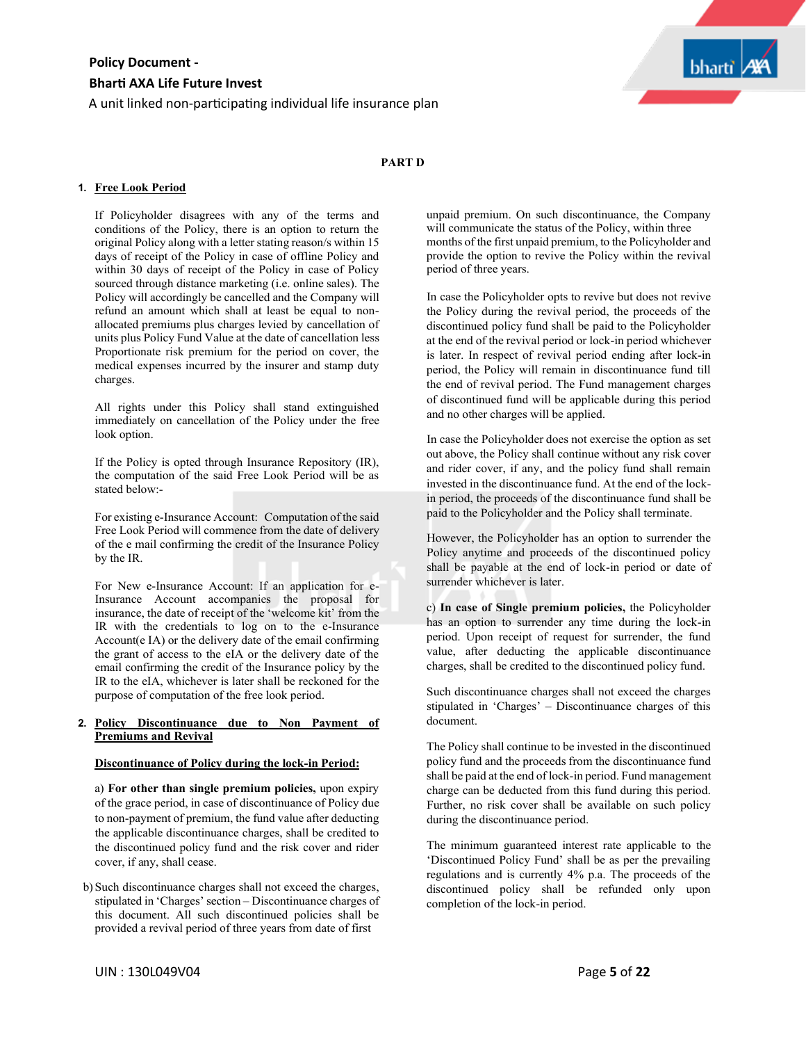Policy Document -

Bharti AXA Life Future Invest

A unit linked non-participating individual life insurance plan

**PART D**

1. **Free Look Period**

If Policyholder disagrees with any of the terms and conditions of the Policy, there is an option to return the original Policy along with a letter stating reason/s within 15 days of receipt of the Policy in case of offline Policy and within 30 days of receipt of the Policy in case of Policy sourced through distance marketing (i.e. online sales). The Policy will accordingly be cancelled and the Company will refund an amount which shall at least be equal to non-allocated premiums plus charges levied by cancellation of units plus Policy Fund Value at the date of cancellation less Proportionate risk premium for the period on cover, the medical expenses incurred by the insurer and stamp duty charges.

All rights under this Policy shall stand extinguished immediately on cancellation of the Policy under the free look option.

If the Policy is opted through Insurance Repository (IR), the computation of the said Free Look Period will be as stated below:-

For existing e-Insurance Account: Computation of the said Free Look Period will commence from the date of delivery of the e mail confirming the credit of the Insurance Policy by the IR.

For New e-Insurance Account: If an application for e-Insurance Account accompanies the proposal for insurance, the date of receipt of the 'welcome kit' from the IR with the credentials to log on to the e-Insurance Account(e IA) or the delivery date of the email confirming the grant of access to the eIA or the delivery date of the email confirming the credit of the Insurance policy by the IR to the eIA, whichever is later shall be reckoned for the purpose of computation of the free look period.

2. **Policy Discontinuance due to Non Payment of Premiums and Revival**

**Discontinuance of Policy during the lock-in Period:**

a) **For other than single premium policies,** upon expiry of the grace period, in case of discontinuance of Policy due to non-payment of premium, the fund value after deducting the applicable discontinuance charges, shall be credited to the discontinued policy fund and the risk cover and rider cover, if any, shall cease.

b) Such discontinuance charges shall not exceed the charges, stipulated in 'Charges' section – Discontinuance charges of this document. All such discontinued policies shall be provided a revival period of three years from date of first unpaid premium. On such discontinuance, the Company will communicate the status of the Policy, within three months of the first unpaid premium, to the Policyholder and provide the option to revive the Policy within the revival period of three years.

In case the Policyholder opts to revive but does not revive the Policy during the revival period, the proceeds of the discontinued policy fund shall be paid to the Policyholder at the end of the revival period or lock-in period whichever is later. In respect of revival period ending after lock-in period, the Policy will remain in discontinuance fund till the end of revival period. The Fund management charges of discontinued fund will be applicable during this period and no other charges will be applied.

In case the Policyholder does not exercise the option as set out above, the Policy shall continue without any risk cover and rider cover, if any, and the policy fund shall remain invested in the discontinuance fund. At the end of the lock-in period, the proceeds of the discontinuance fund shall be paid to the Policyholder and the Policy shall terminate.

However, the Policyholder has an option to surrender the Policy anytime and proceeds of the discontinued policy shall be payable at the end of lock-in period or date of surrender whichever is later.

c) **In case of Single premium policies,** the Policyholder has an option to surrender any time during the lock-in period. Upon receipt of request for surrender, the fund value, after deducting the applicable discontinuance charges, shall be credited to the discontinued policy fund.

Such discontinuance charges shall not exceed the charges stipulated in 'Charges' – Discontinuance charges of this document.

The Policy shall continue to be invested in the discontinued policy fund and the proceeds from the discontinuance fund shall be paid at the end of lock-in period. Fund management charge can be deducted from this fund during this period. Further, no risk cover shall be available on such policy during the discontinuance period.

The minimum guaranteed interest rate applicable to the 'Discontinued Policy Fund' shall be as per the prevailing regulations and is currently 4% p.a. The proceeds of the discontinued policy shall be refunded only upon completion of the lock-in period.

UIN : 130L049V04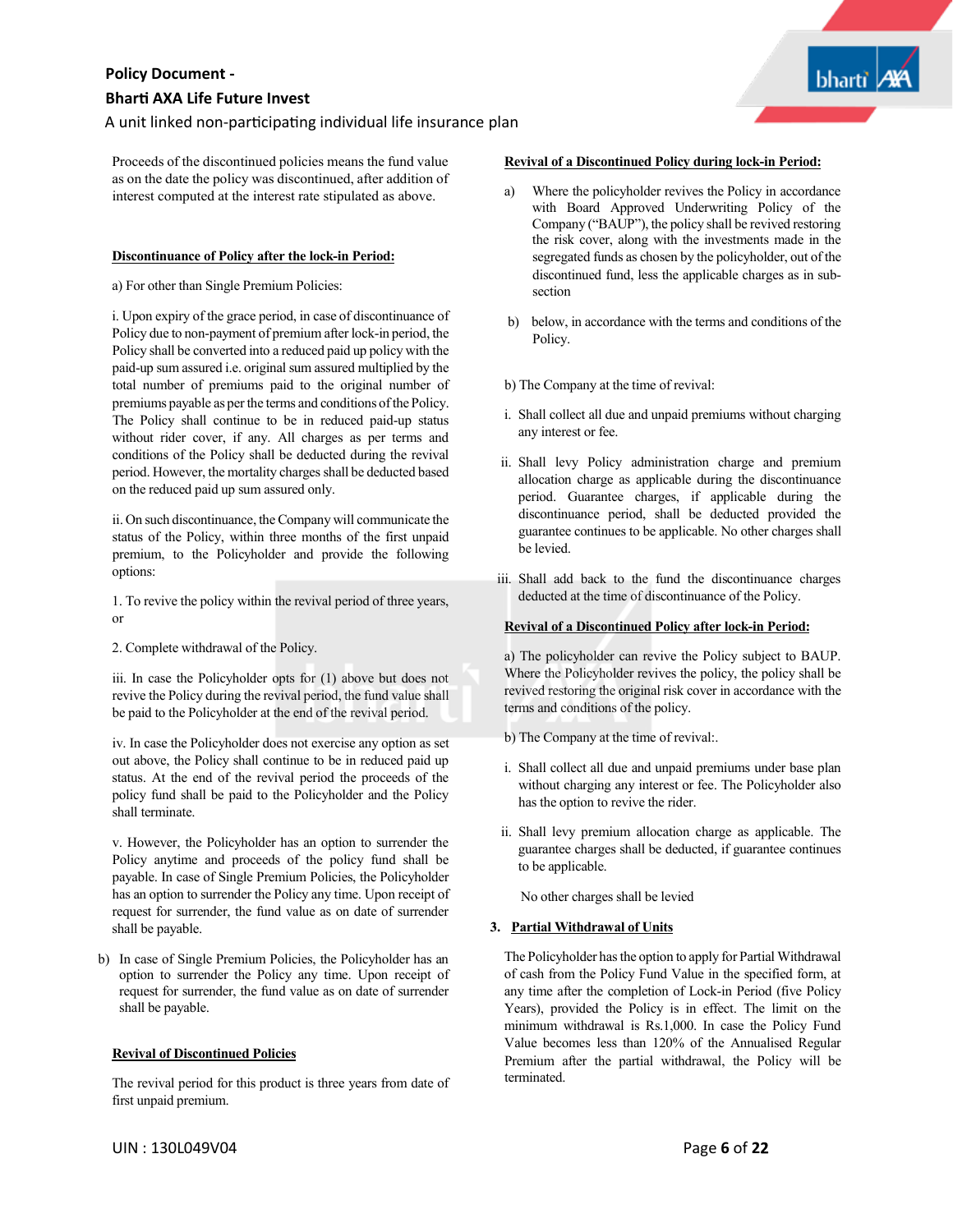Proceeds of the discontinued policies means the fund value as on the date the policy was discontinued, after addition of interest computed at the interest rate stipulated as above.

**Discontinuance of Policy after the lock-in Period:**

a) For other than Single Premium Policies:

i. Upon expiry of the grace period, in case of discontinuance of Policy due to non-payment of premium after lock-in period, the Policy shall be converted into a reduced paid up policy with the paid-up sum assured i.e. original sum assured multiplied by the total number of premiums paid to the original number of premiums payable as per the terms and conditions of the Policy. The Policy shall continue to be in reduced paid-up status without rider cover, if any. All charges as per terms and conditions of the Policy shall be deducted during the revival period. However, the mortality charges shall be deducted based on the reduced paid up sum assured only.

ii. On such discontinuance, the Company will communicate the status of the Policy, within three months of the first unpaid premium, to the Policyholder and provide the following options:

1. To revive the policy within the revival period of three years, or

2. Complete withdrawal of the Policy.

iii. In case the Policyholder opts for (1) above but does not revive the Policy during the revival period, the fund value shall be paid to the Policyholder at the end of the revival period.

iv. In case the Policyholder does not exercise any option as set out above, the Policy shall continue to be in reduced paid up status. At the end of the revival period the proceeds of the policy fund shall be paid to the Policyholder and the Policy shall terminate.

v. However, the Policyholder has an option to surrender the Policy anytime and proceeds of the policy fund shall be payable. In case of Single Premium Policies, the Policyholder has an option to surrender the Policy any time. Upon receipt of request for surrender, the fund value as on date of surrender shall be payable.

b) In case of Single Premium Policies, the Policyholder has an option to surrender the Policy any time. Upon receipt of request for surrender, the fund value as on date of surrender shall be payable.

**Revival of Discontinued Policies**

The revival period for this product is three years from date of first unpaid premium.

**Revival of a Discontinued Policy during lock-in Period:**

a) Where the policyholder revives the Policy in accordance with Board Approved Underwriting Policy of the Company ("BAUP"), the policy shall be revived restoring the risk cover, along with the investments made in the segregated funds as chosen by the policyholder, out of the discontinued fund, less the applicable charges as in sub-section

b) below, in accordance with the terms and conditions of the Policy.

b) The Company at the time of revival:

i. Shall collect all due and unpaid premiums without charging any interest or fee.

ii. Shall levy Policy administration charge and premium allocation charge as applicable during the discontinuance period. Guarantee charges, if applicable during the discontinuance period, shall be deducted provided the guarantee continues to be applicable. No other charges shall be levied.

iii. Shall add back to the fund the discontinuance charges deducted at the time of discontinuance of the Policy.

**Revival of a Discontinued Policy after lock-in Period:**

a) The policyholder can revive the Policy subject to BAUP. Where the Policyholder revives the policy, the policy shall be revived restoring the original risk cover in accordance with the terms and conditions of the policy.

b) The Company at the time of revival:.

i. Shall collect all due and unpaid premiums under base plan without charging any interest or fee. The Policyholder also has the option to revive the rider.

ii. Shall levy premium allocation charge as applicable. The guarantee charges shall be deducted, if guarantee continues to be applicable.

No other charges shall be levied

3. **Partial Withdrawal of Units**

The Policyholder has the option to apply for Partial Withdrawal of cash from the Policy Fund Value in the specified form, at any time after the completion of Lock-in Period (five Policy Years), provided the Policy is in effect. The limit on the minimum withdrawal is Rs.1,000. In case the Policy Fund Value becomes less than 120% of the Annualised Regular Premium after the partial withdrawal, the Policy will be terminated.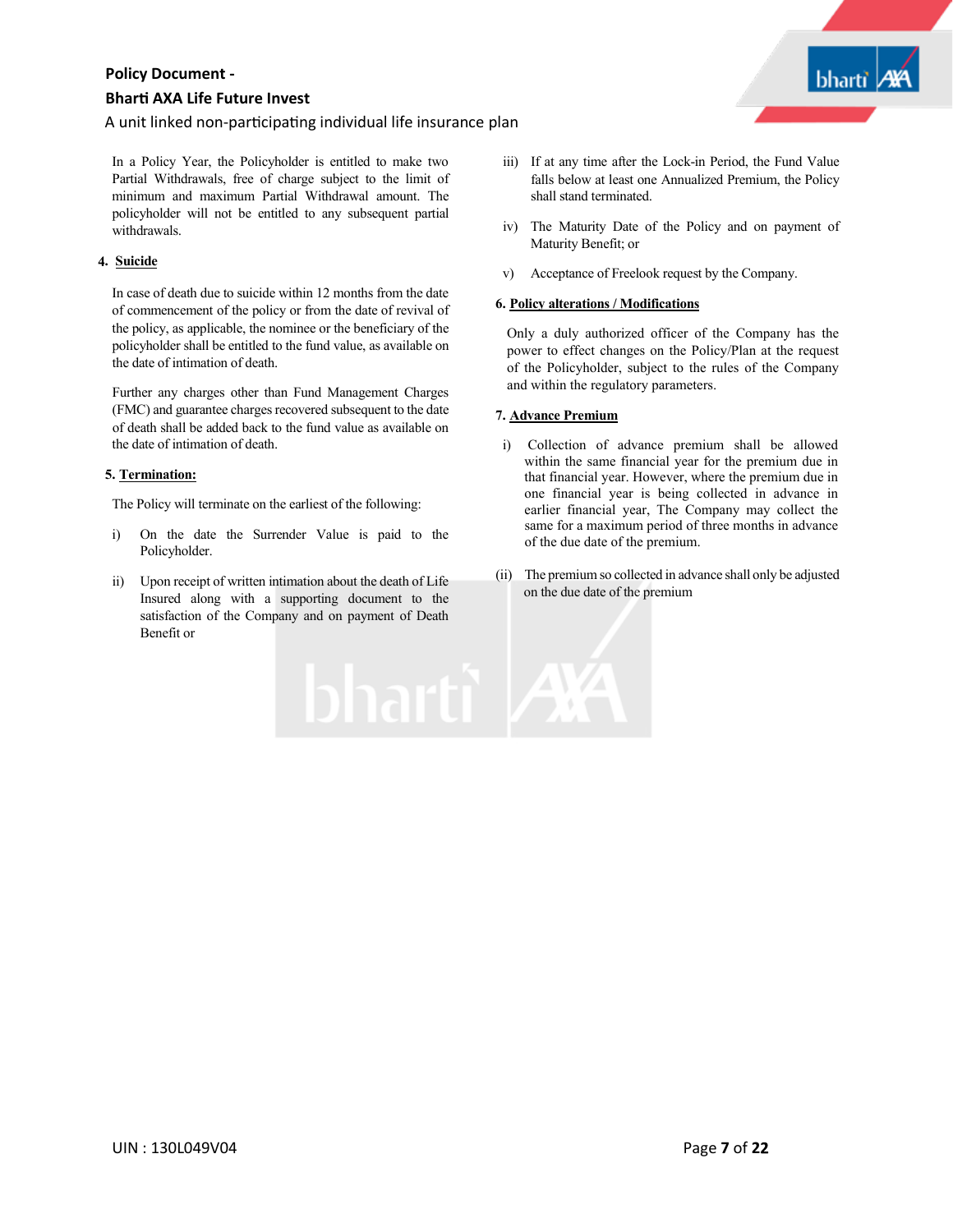In a Policy Year, the Policyholder is entitled to make two Partial Withdrawals, free of charge subject to the limit of minimum and maximum Partial Withdrawal amount. The policyholder will not be entitled to any subsequent partial withdrawals.

4. **Suicide**

In case of death due to suicide within 12 months from the date of commencement of the policy or from the date of revival of the policy, as applicable, the nominee or the beneficiary of the policyholder shall be entitled to the fund value, as available on the date of intimation of death.

Further any charges other than Fund Management Charges (FMC) and guarantee charges recovered subsequent to the date of death shall be added back to the fund value as available on the date of intimation of death.

5. **Termination:**

The Policy will terminate on the earliest of the following:

i) On the date the Surrender Value is paid to the Policyholder.

ii) Upon receipt of written intimation about the death of Life Insured along with a supporting document to the satisfaction of the Company and on payment of Death Benefit or

iii) If at any time after the Lock-in Period, the Fund Value falls below at least one Annualized Premium, the Policy shall stand terminated.

iv) The Maturity Date of the Policy and on payment of Maturity Benefit; or

v) Acceptance of Freelook request by the Company.

6. **Policy alterations / Modifications**

Only a duly authorized officer of the Company has the power to effect changes on the Policy/Plan at the request of the Policyholder, subject to the rules of the Company and within the regulatory parameters.

7. **Advance Premium**

i) Collection of advance premium shall be allowed within the same financial year for the premium due in that financial year. However, where the premium due in one financial year is being collected in advance in earlier financial year, The Company may collect the same for a maximum period of three months in advance of the due date of the premium.

(ii) The premium so collected in advance shall only be adjusted on the due date of the premium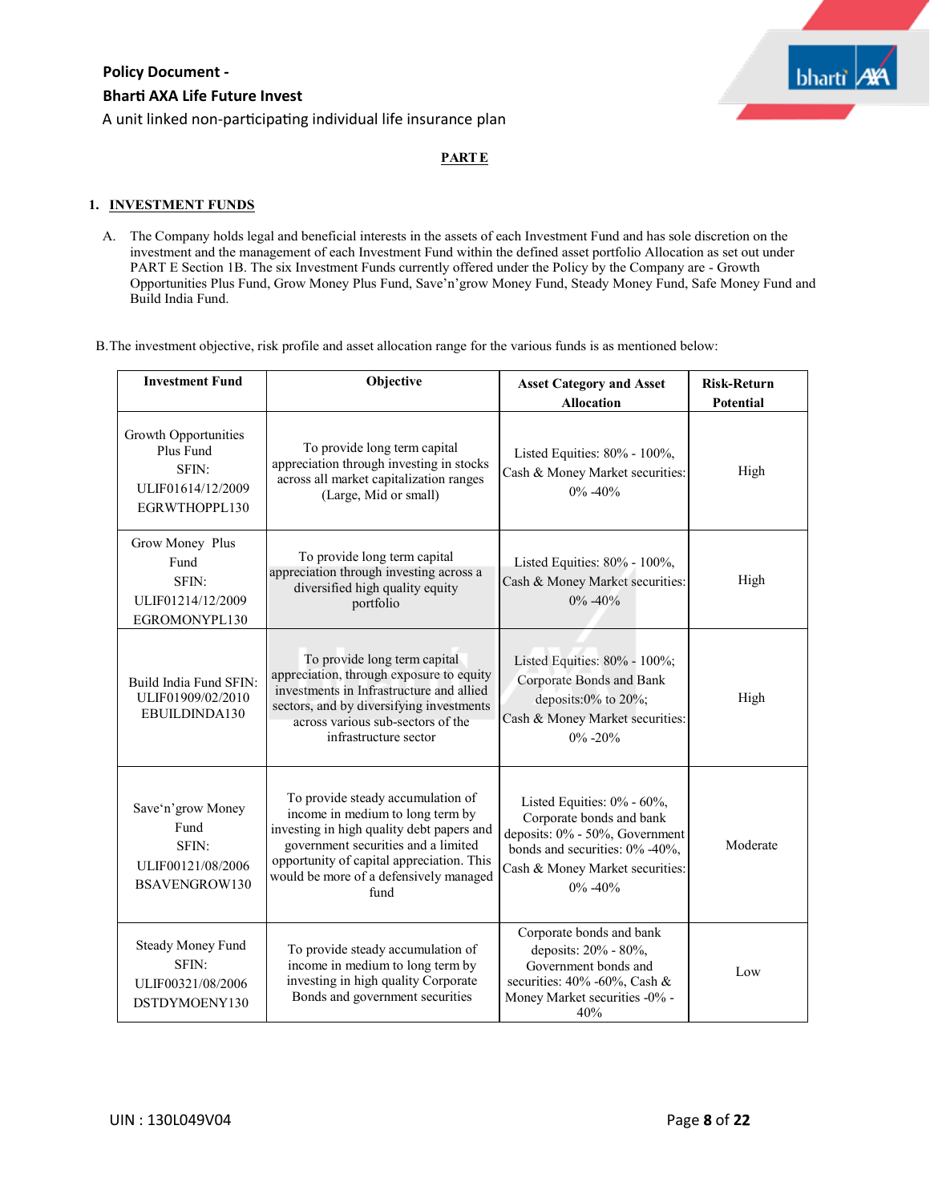**PART E**

**1. INVESTMENT FUNDS**

A. The Company holds legal and beneficial interests in the assets of each Investment Fund and has sole discretion on the investment and the management of each Investment Fund within the defined asset portfolio Allocation as set out under PART E Section 1B. The six Investment Funds currently offered under the Policy by the Company are - Growth Opportunities Plus Fund, Grow Money Plus Fund, Save'n'grow Money Fund, Steady Money Fund, Safe Money Fund and Build India Fund.

B. The investment objective, risk profile and asset allocation range for the various funds is as mentioned below:

| Investment Fund | Objective | Asset Category and Asset Allocation | Risk-Return Potential |
|---|---|---|---|
| Growth Opportunities Plus Fund SFIN: ULIF01614/12/2009 EGRWTHOPPL130 | To provide long term capital appreciation through investing in stocks across all market capitalization ranges (Large, Mid or small) | Listed Equities: 80% - 100%, Cash & Money Market securities: 0% -40% | High |
| Grow Money Plus Fund SFIN: ULIF01214/12/2009 EGROMONYPL130 | To provide long term capital appreciation through investing across a diversified high quality equity portfolio | Listed Equities: 80% - 100%, Cash & Money Market securities: 0% -40% | High |
| Build India Fund SFIN: ULIF01909/02/2010 EBUILDINDA130 | To provide long term capital appreciation, through exposure to equity investments in Infrastructure and allied sectors, and by diversifying investments across various sub-sectors of the infrastructure sector | Listed Equities: 80% - 100%; Corporate Bonds and Bank deposits:0% to 20%; Cash & Money Market securities: 0% -20% | High |
| Save'n'grow Money Fund SFIN: ULIF00121/08/2006 BSAVENGROW130 | To provide steady accumulation of income in medium to long term by investing in high quality debt papers and government securities and a limited opportunity of capital appreciation. This would be more of a defensively managed fund | Listed Equities: 0% - 60%, Corporate bonds and bank deposits: 0% - 50%, Government bonds and securities: 0% -40%, Cash & Money Market securities: 0% -40% | Moderate |
| Steady Money Fund SFIN: ULIF00321/08/2006 DSTDYMOENY130 | To provide steady accumulation of income in medium to long term by investing in high quality Corporate Bonds and government securities | Corporate bonds and bank deposits: 20% - 80%, Government bonds and securities: 40% -60%, Cash & Money Market securities -0% - 40% | Low |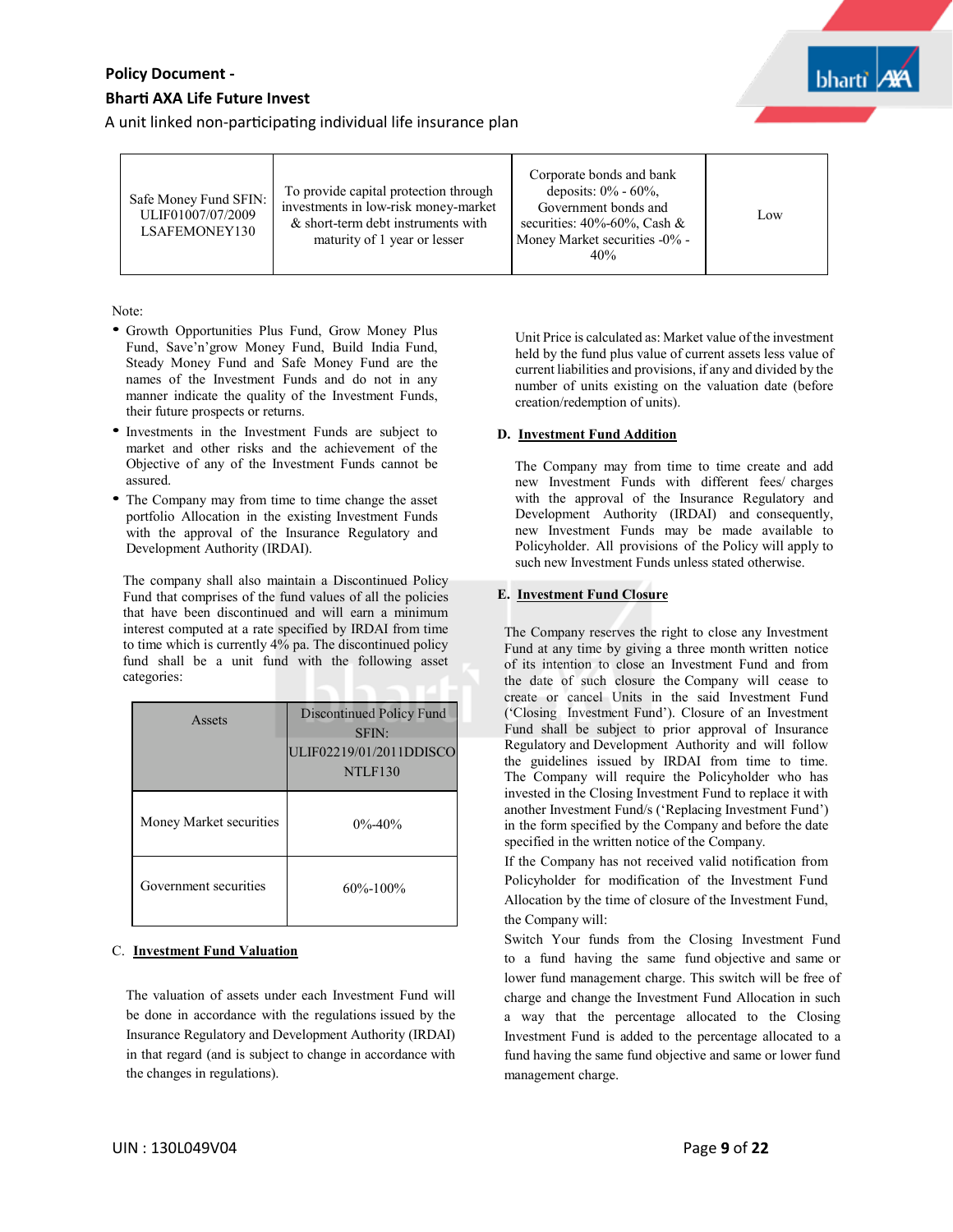| Safe Money Fund SFIN: ULIF01007/07/2009 LSAFEMONEY130 | To provide capital protection through investments in low-risk money-market & short-term debt instruments with maturity of 1 year or lesser | Corporate bonds and bank deposits: 0% - 60%, Government bonds and securities: 40%-60%, Cash & Money Market securities -0% - 40% | Low |
|---|---|---|---|

Note:

- Growth Opportunities Plus Fund, Grow Money Plus Fund, Save'n'grow Money Fund, Build India Fund, Steady Money Fund and Safe Money Fund are the names of the Investment Funds and do not in any manner indicate the quality of the Investment Funds, their future prospects or returns.
- Investments in the Investment Funds are subject to market and other risks and the achievement of the Objective of any of the Investment Funds cannot be assured.
- The Company may from time to time change the asset portfolio Allocation in the existing Investment Funds with the approval of the Insurance Regulatory and Development Authority (IRDAI).

The company shall also maintain a Discontinued Policy Fund that comprises of the fund values of all the policies that have been discontinued and will earn a minimum interest computed at a rate specified by IRDAI from time to time which is currently 4% pa. The discontinued policy fund shall be a unit fund with the following asset categories:

| Assets | Discontinued Policy Fund SFIN: ULIF02219/01/2011DDISCONTLF130 |
|---|---|
| Money Market securities | 0%-40% |
| Government securities | 60%-100% |

## C. Investment Fund Valuation

The valuation of assets under each Investment Fund will be done in accordance with the regulations issued by the Insurance Regulatory and Development Authority (IRDAI) in that regard (and is subject to change in accordance with the changes in regulations).

Unit Price is calculated as: Market value of the investment held by the fund plus value of current assets less value of current liabilities and provisions, if any and divided by the number of units existing on the valuation date (before creation/redemption of units).

## D. Investment Fund Addition

The Company may from time to time create and add new Investment Funds with different fees/ charges with the approval of the Insurance Regulatory and Development Authority (IRDAI) and consequently, new Investment Funds may be made available to Policyholder. All provisions of the Policy will apply to such new Investment Funds unless stated otherwise.

## E. Investment Fund Closure

The Company reserves the right to close any Investment Fund at any time by giving a three month written notice of its intention to close an Investment Fund and from the date of such closure the Company will cease to create or cancel Units in the said Investment Fund ('Closing Investment Fund'). Closure of an Investment Fund shall be subject to prior approval of Insurance Regulatory and Development Authority and will follow the guidelines issued by IRDAI from time to time. The Company will require the Policyholder who has invested in the Closing Investment Fund to replace it with another Investment Fund/s ('Replacing Investment Fund') in the form specified by the Company and before the date specified in the written notice of the Company.

If the Company has not received valid notification from Policyholder for modification of the Investment Fund Allocation by the time of closure of the Investment Fund, the Company will:

Switch Your funds from the Closing Investment Fund to a fund having the same fund objective and same or lower fund management charge. This switch will be free of charge and change the Investment Fund Allocation in such a way that the percentage allocated to the Closing Investment Fund is added to the percentage allocated to a fund having the same fund objective and same or lower fund management charge.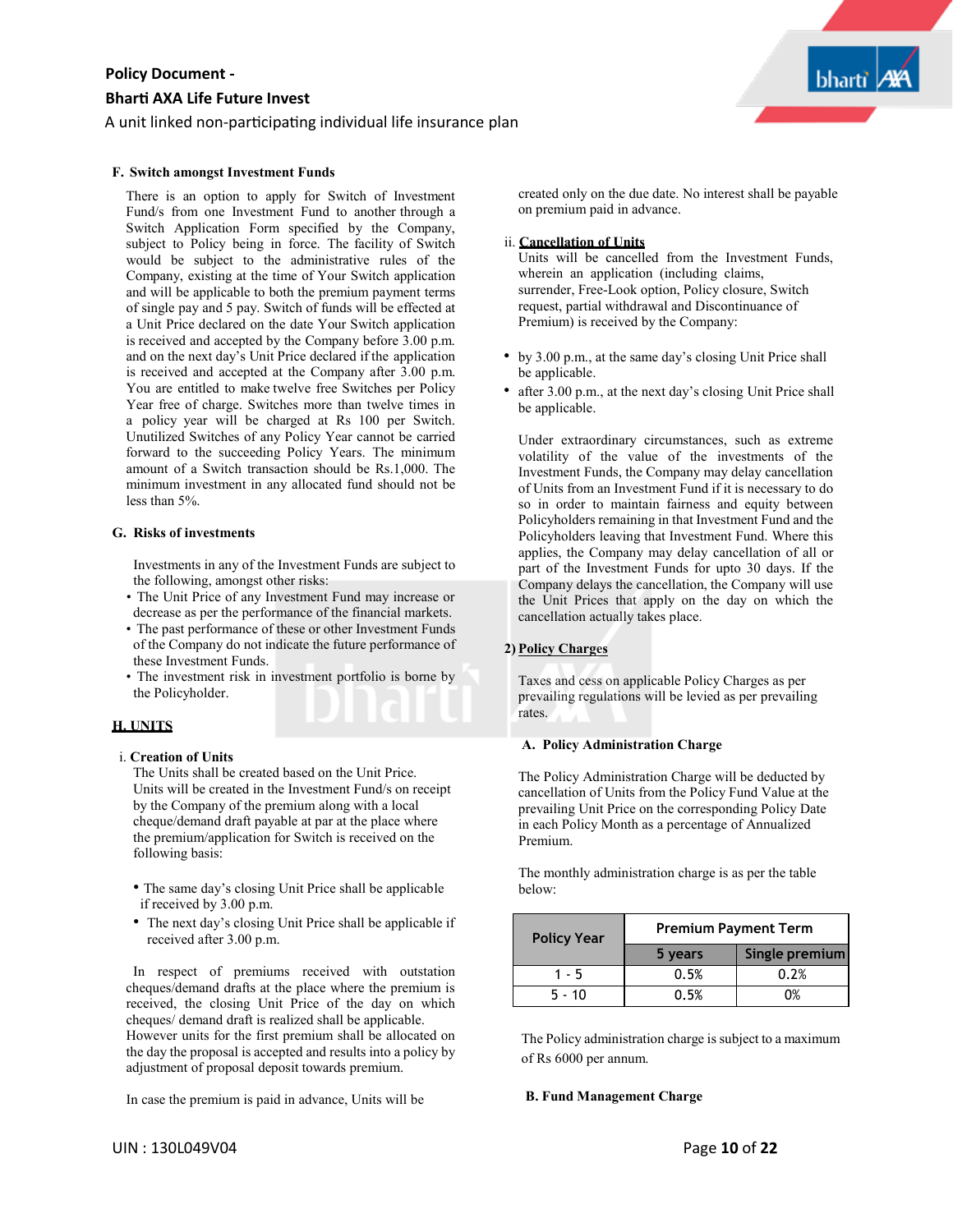### F. Switch amongst Investment Funds

There is an option to apply for Switch of Investment Fund/s from one Investment Fund to another through a Switch Application Form specified by the Company, subject to Policy being in force. The facility of Switch would be subject to the administrative rules of the Company, existing at the time of Your Switch application and will be applicable to both the premium payment terms of single pay and 5 pay. Switch of funds will be effected at a Unit Price declared on the date Your Switch application is received and accepted by the Company before 3.00 p.m. and on the next day's Unit Price declared if the application is received and accepted by the Company after 3.00 p.m. You are entitled to make twelve free Switches per Policy Year free of charge. Switches more than twelve times in a policy year will be charged at Rs 100 per Switch. Unutilized Switches of any Policy Year cannot be carried forward to the succeeding Policy Years. The minimum amount of a Switch transaction should be Rs.1,000. The minimum investment in any allocated fund should not be less than 5%.

### G. Risks of investments

Investments in any of the Investment Funds are subject to the following, amongst other risks:

- The Unit Price of any Investment Fund may increase or decrease as per the performance of the financial markets.
- The past performance of these or other Investment Funds of the Company do not indicate the future performance of these Investment Funds.
- The investment risk in investment portfolio is borne by the Policyholder.

### H. UNITS

**i. Creation of Units**

The Units shall be created based on the Unit Price. Units will be created in the Investment Fund/s on receipt by the Company of the premium along with a local cheque/demand draft payable at par at the place where the premium/application for Switch is received on the following basis:

- The same day's closing Unit Price shall be applicable if received by 3.00 p.m.
- The next day's closing Unit Price shall be applicable if received after 3.00 p.m.

In respect of premiums received with outstation cheques/demand drafts at the place where the premium is received, the closing Unit Price of the day on which cheques/ demand draft is realized shall be applicable. However units for the first premium shall be allocated on the day the proposal is accepted and results into a policy by adjustment of proposal deposit towards premium.

In case the premium is paid in advance, Units will be created only on the due date. No interest shall be payable on premium paid in advance.

**ii. Cancellation of Units**

Units will be cancelled from the Investment Funds, wherein an application (including claims, surrender, Free-Look option, Policy closure, Switch request, partial withdrawal and Discontinuance of Premium) is received by the Company:

- by 3.00 p.m., at the same day's closing Unit Price shall be applicable.
- after 3.00 p.m., at the next day's closing Unit Price shall be applicable.

Under extraordinary circumstances, such as extreme volatility of the value of the investments of the Investment Funds, the Company may delay cancellation of Units from an Investment Fund if it is necessary to do so in order to maintain fairness and equity between Policyholders remaining in that Investment Fund and the Policyholders leaving that Investment Fund. Where this applies, the Company may delay cancellation of all or part of the Investment Funds for upto 30 days. If the Company delays the cancellation, the Company will use the Unit Prices that apply on the day on which the cancellation actually takes place.

## 2) Policy Charges

Taxes and cess on applicable Policy Charges as per prevailing regulations will be levied as per prevailing rates.

### A. Policy Administration Charge

The Policy Administration Charge will be deducted by cancellation of Units from the Policy Fund Value at the prevailing Unit Price on the corresponding Policy Date in each Policy Month as a percentage of Annualized Premium.

The monthly administration charge is as per the table below:

| Policy Year | Premium Payment Term | |
|---|---|---|
| | 5 years | Single premium |
| 1 - 5 | 0.5% | 0.2% |
| 5 - 10 | 0.5% | 0% |

The Policy administration charge is subject to a maximum of Rs 6000 per annum.

### B. Fund Management Charge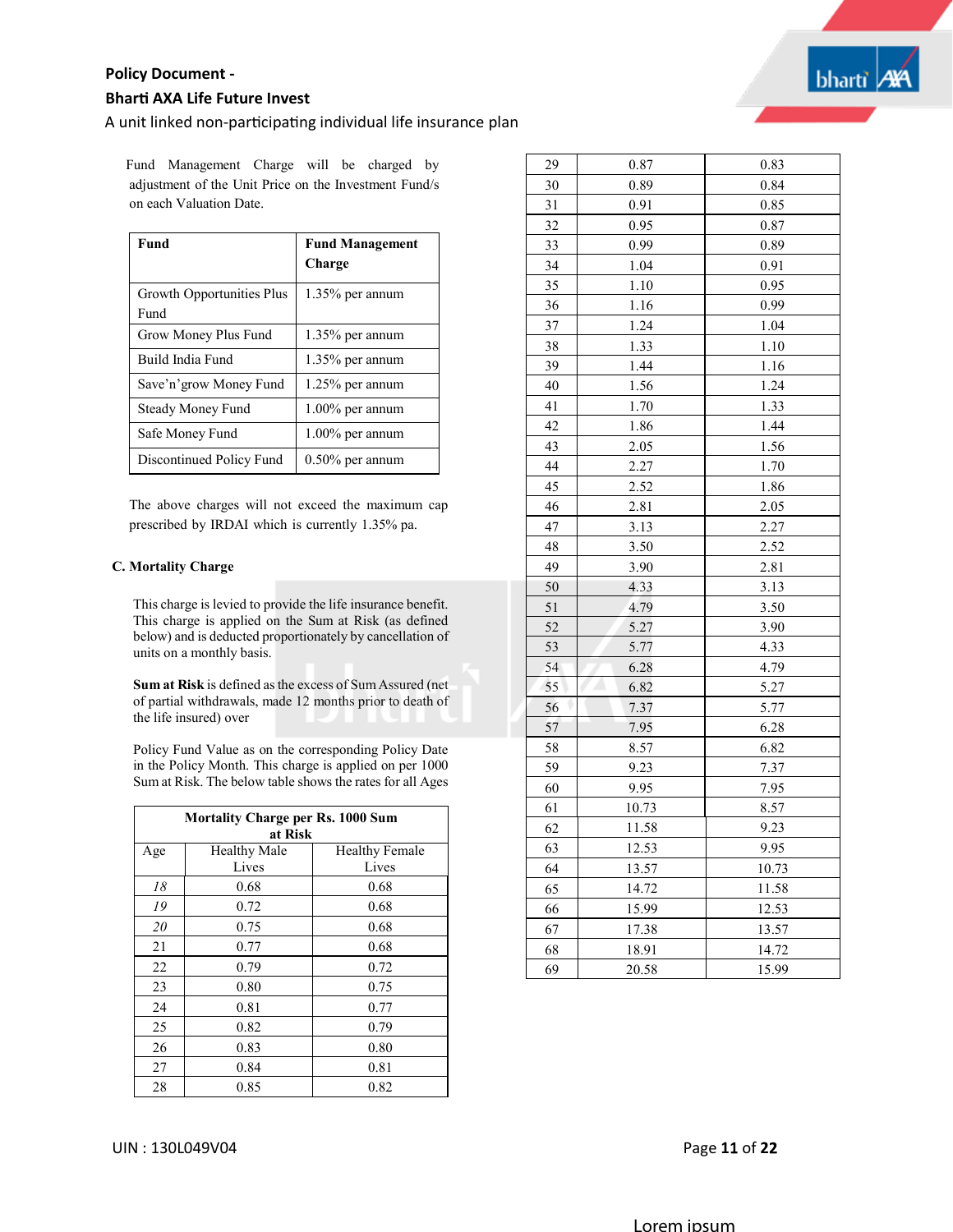Fund Management Charge will be charged by adjustment of the Unit Price on the Investment Fund/s on each Valuation Date.

| Fund | Fund Management Charge |
|---|---|
| Growth Opportunities Plus Fund | 1.35% per annum |
| Grow Money Plus Fund | 1.35% per annum |
| Build India Fund | 1.35% per annum |
| Save'n'grow Money Fund | 1.25% per annum |
| Steady Money Fund | 1.00% per annum |
| Safe Money Fund | 1.00% per annum |
| Discontinued Policy Fund | 0.50% per annum |

The above charges will not exceed the maximum cap prescribed by IRDAI which is currently 1.35% pa.

### C. Mortality Charge

This charge is levied to provide the life insurance benefit. This charge is applied on the Sum at Risk (as defined below) and is deducted proportionately by cancellation of units on a monthly basis.

**Sum at Risk** is defined as the excess of Sum Assured (net of partial withdrawals, made 12 months prior to death of the life insured) over

Policy Fund Value as on the corresponding Policy Date in the Policy Month. This charge is applied on per 1000 Sum at Risk. The below table shows the rates for all Ages

| Mortality Charge per Rs. 1000 Sum at Risk | | |
|---|---|---|
| Age | Healthy Male Lives | Healthy Female Lives |
| *18* | 0.68 | 0.68 |
| *19* | 0.72 | 0.68 |
| *20* | 0.75 | 0.68 |
| 21 | 0.77 | 0.68 |
| 22 | 0.79 | 0.72 |
| 23 | 0.80 | 0.75 |
| 24 | 0.81 | 0.77 |
| 25 | 0.82 | 0.79 |
| 26 | 0.83 | 0.80 |
| 27 | 0.84 | 0.81 |
| 28 | 0.85 | 0.82 |
| 29 | 0.87 | 0.83 |
| 30 | 0.89 | 0.84 |
| 31 | 0.91 | 0.85 |
| 32 | 0.95 | 0.87 |
| 33 | 0.99 | 0.89 |
| 34 | 1.04 | 0.91 |
| 35 | 1.10 | 0.95 |
| 36 | 1.16 | 0.99 |
| 37 | 1.24 | 1.04 |
| 38 | 1.33 | 1.10 |
| 39 | 1.44 | 1.16 |
| 40 | 1.56 | 1.24 |
| 41 | 1.70 | 1.33 |
| 42 | 1.86 | 1.44 |
| 43 | 2.05 | 1.56 |
| 44 | 2.27 | 1.70 |
| 45 | 2.52 | 1.86 |
| 46 | 2.81 | 2.05 |
| 47 | 3.13 | 2.27 |
| 48 | 3.50 | 2.52 |
| 49 | 3.90 | 2.81 |
| 50 | 4.33 | 3.13 |
| 51 | 4.79 | 3.50 |
| 52 | 5.27 | 3.90 |
| 53 | 5.77 | 4.33 |
| 54 | 6.28 | 4.79 |
| 55 | 6.82 | 5.27 |
| 56 | 7.37 | 5.77 |
| 57 | 7.95 | 6.28 |
| 58 | 8.57 | 6.82 |
| 59 | 9.23 | 7.37 |
| 60 | 9.95 | 7.95 |
| 61 | 10.73 | 8.57 |
| 62 | 11.58 | 9.23 |
| 63 | 12.53 | 9.95 |
| 64 | 13.57 | 10.73 |
| 65 | 14.72 | 11.58 |
| 66 | 15.99 | 12.53 |
| 67 | 17.38 | 13.57 |
| 68 | 18.91 | 14.72 |
| 69 | 20.58 | 15.99 |

Lorem ipsum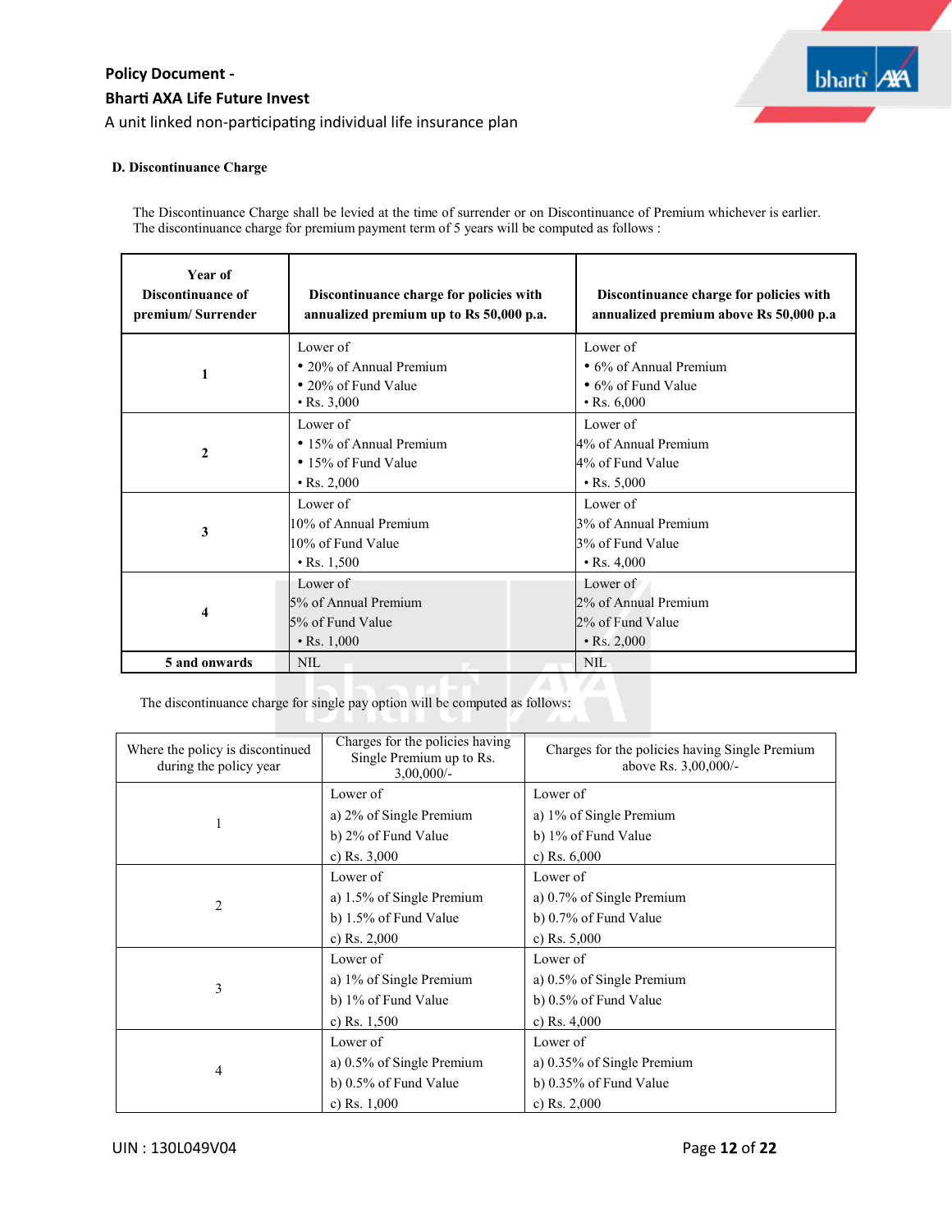### D. Discontinuance Charge

The Discontinuance Charge shall be levied at the time of surrender or on Discontinuance of Premium whichever is earlier. The discontinuance charge for premium payment term of 5 years will be computed as follows :

| Year of Discontinuance of premium/ Surrender | Discontinuance charge for policies with annualized premium up to Rs 50,000 p.a. | Discontinuance charge for policies with annualized premium above Rs 50,000 p.a |
|---|---|---|
| 1 | Lower of<br>• 20% of Annual Premium<br>• 20% of Fund Value<br>• Rs. 3,000 | Lower of<br>• 6% of Annual Premium<br>• 6% of Fund Value<br>• Rs. 6,000 |
| 2 | Lower of<br>• 15% of Annual Premium<br>• 15% of Fund Value<br>• Rs. 2,000 | Lower of<br>4% of Annual Premium<br>4% of Fund Value<br>• Rs. 5,000 |
| 3 | Lower of<br>10% of Annual Premium<br>10% of Fund Value<br>• Rs. 1,500 | Lower of<br>3% of Annual Premium<br>3% of Fund Value<br>• Rs. 4,000 |
| 4 | Lower of<br>5% of Annual Premium<br>5% of Fund Value<br>• Rs. 1,000 | Lower of<br>2% of Annual Premium<br>2% of Fund Value<br>• Rs. 2,000 |
| 5 and onwards | NIL | NIL |

The discontinuance charge for single pay option will be computed as follows:

| Where the policy is discontinued during the policy year | Charges for the policies having Single Premium up to Rs. 3,00,000/- | Charges for the policies having Single Premium above Rs. 3,00,000/- |
|---|---|---|
| 1 | Lower of<br>a) 2% of Single Premium<br>b) 2% of Fund Value<br>c) Rs. 3,000 | Lower of<br>a) 1% of Single Premium<br>b) 1% of Fund Value<br>c) Rs. 6,000 |
| 2 | Lower of<br>a) 1.5% of Single Premium<br>b) 1.5% of Fund Value<br>c) Rs. 2,000 | Lower of<br>a) 0.7% of Single Premium<br>b) 0.7% of Fund Value<br>c) Rs. 5,000 |
| 3 | Lower of<br>a) 1% of Single Premium<br>b) 1% of Fund Value<br>c) Rs. 1,500 | Lower of<br>a) 0.5% of Single Premium<br>b) 0.5% of Fund Value<br>c) Rs. 4,000 |
| 4 | Lower of<br>a) 0.5% of Single Premium<br>b) 0.5% of Fund Value<br>c) Rs. 1,000 | Lower of<br>a) 0.35% of Single Premium<br>b) 0.35% of Fund Value<br>c) Rs. 2,000 |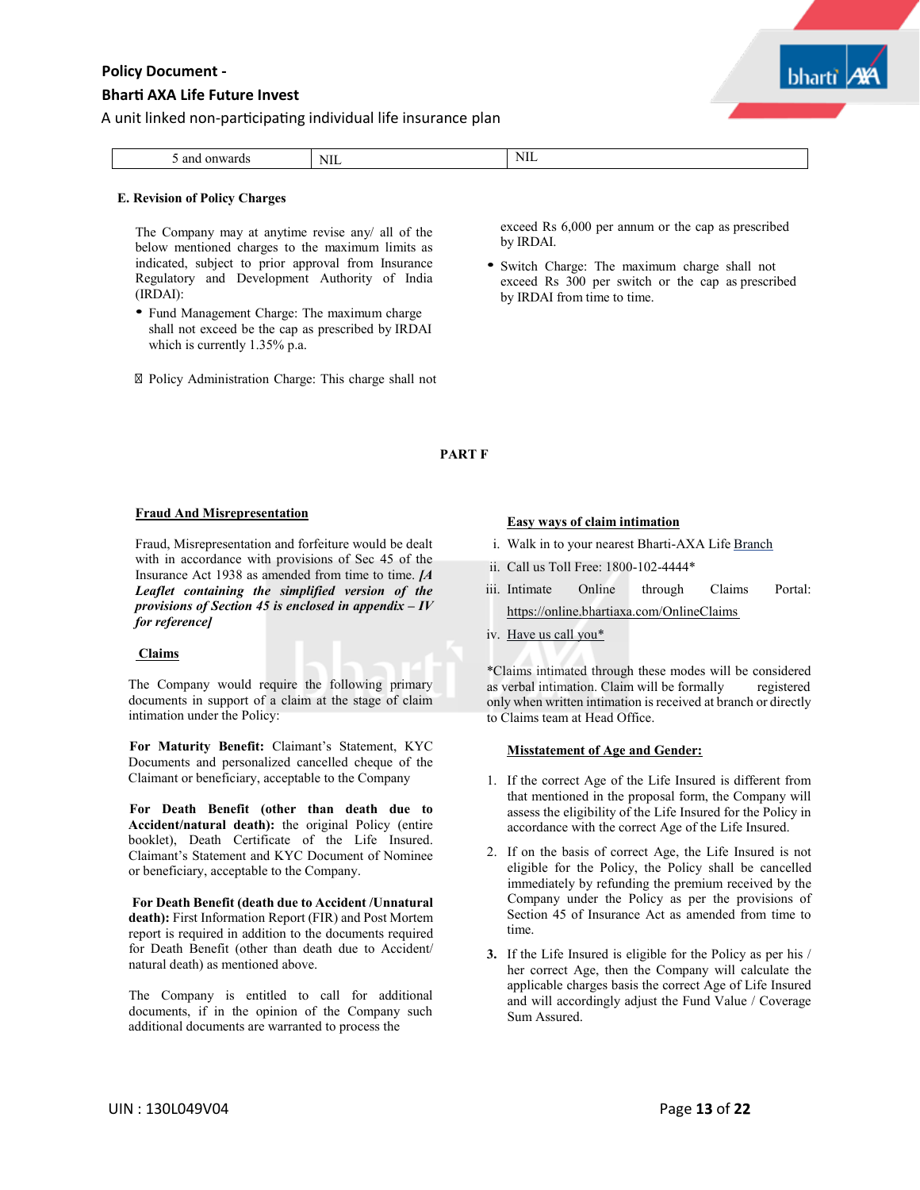| 5 and onwards | NIL | NIL |
|---|---|---|

**E. Revision of Policy Charges**

The Company may at anytime revise any/ all of the below mentioned charges to the maximum limits as indicated, subject to prior approval from Insurance Regulatory and Development Authority of India (IRDAI):

- Fund Management Charge: The maximum charge shall not exceed be the cap as prescribed by IRDAI which is currently 1.35% p.a.
- Policy Administration Charge: This charge shall not exceed Rs 6,000 per annum or the cap as prescribed by IRDAI.
- Switch Charge: The maximum charge shall not exceed Rs 300 per switch or the cap as prescribed by IRDAI from time to time.

## PART F

**Fraud And Misrepresentation**

Fraud, Misrepresentation and forfeiture would be dealt with in accordance with provisions of Sec 45 of the Insurance Act 1938 as amended from time to time. ***[A Leaflet containing the simplified version of the provisions of Section 45 is enclosed in appendix – IV for reference]***

**Claims**

The Company would require the following primary documents in support of a claim at the stage of claim intimation under the Policy:

**For Maturity Benefit:** Claimant's Statement, KYC Documents and personalized cancelled cheque of the Claimant or beneficiary, acceptable to the Company

**For Death Benefit (other than death due to Accident/natural death):** the original Policy (entire booklet), Death Certificate of the Life Insured. Claimant's Statement and KYC Document of Nominee or beneficiary, acceptable to the Company.

**For Death Benefit (death due to Accident /Unnatural death):** First Information Report (FIR) and Post Mortem report is required in addition to the documents required for Death Benefit (other than death due to Accident/ natural death) as mentioned above.

The Company is entitled to call for additional documents, if in the opinion of the Company such additional documents are warranted to process the

**Easy ways of claim intimation**

i. Walk in to your nearest Bharti-AXA Life Branch
ii. Call us Toll Free: 1800-102-4444*
iii. Intimate Online through Claims Portal: https://online.bhartiaxa.com/OnlineClaims
iv. Have us call you*

*Claims intimated through these modes will be considered as verbal intimation. Claim will be formally registered only when written intimation is received at branch or directly to Claims team at Head Office.

**Misstatement of Age and Gender:**

1. If the correct Age of the Life Insured is different from that mentioned in the proposal form, the Company will assess the eligibility of the Life Insured for the Policy in accordance with the correct Age of the Life Insured.
2. If on the basis of correct Age, the Life Insured is not eligible for the Policy, the Policy shall be cancelled immediately by refunding the premium received by the Company under the Policy as per the provisions of Section 45 of Insurance Act as amended from time to time.
3. If the Life Insured is eligible for the Policy as per his / her correct Age, then the Company will calculate the applicable charges basis the correct Age of Life Insured and will accordingly adjust the Fund Value / Coverage Sum Assured.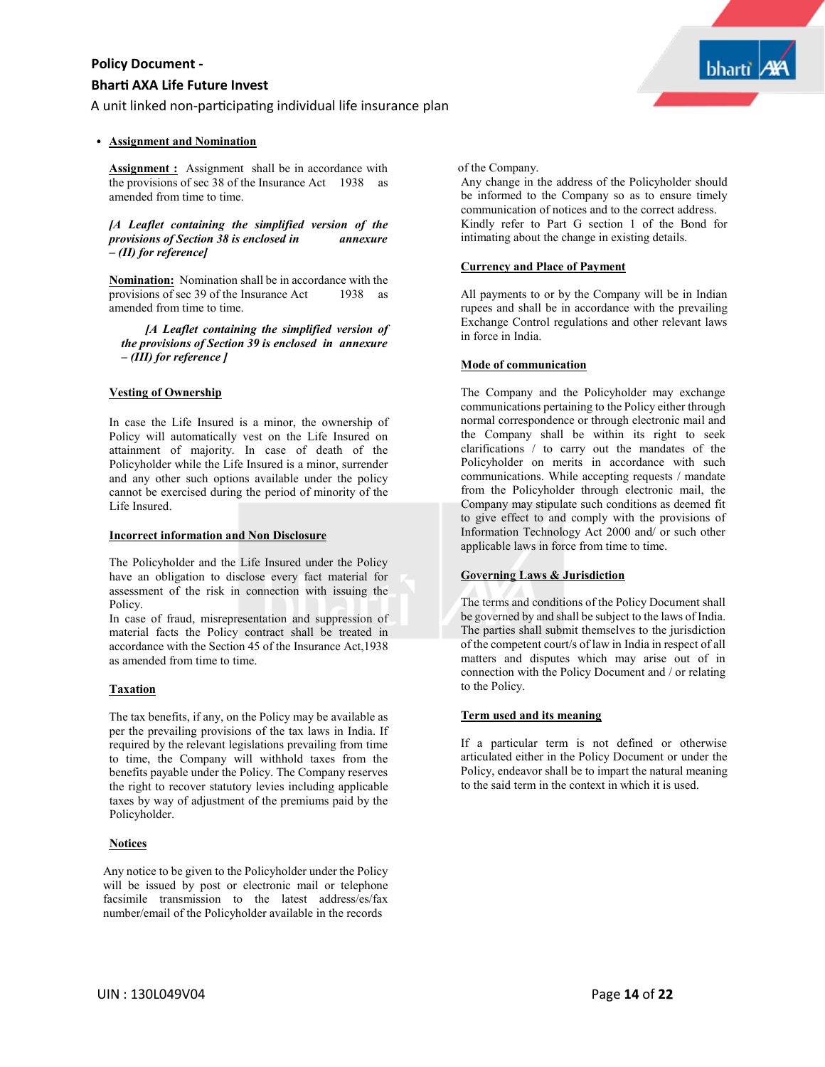- **Assignment and Nomination**

**Assignment :** Assignment shall be in accordance with the provisions of sec 38 of the Insurance Act 1938 as amended from time to time.

*[A Leaflet containing the simplified version of the provisions of Section 38 is enclosed in annexure – (II) for reference]*

**Nomination:** Nomination shall be in accordance with the provisions of sec 39 of the Insurance Act 1938 as amended from time to time.

*[A Leaflet containing the simplified version of the provisions of Section 39 is enclosed in annexure – (III) for reference ]*

**Vesting of Ownership**

In case the Life Insured is a minor, the ownership of Policy will automatically vest on the Life Insured on attainment of majority. In case of death of the Policyholder while the Life Insured is a minor, surrender and any other such options available under the policy cannot be exercised during the period of minority of the Life Insured.

**Incorrect information and Non Disclosure**

The Policyholder and the Life Insured under the Policy have an obligation to disclose every fact material for assessment of the risk in connection with issuing the Policy.
In case of fraud, misrepresentation and suppression of material facts the Policy contract shall be treated in accordance with the Section 45 of the Insurance Act,1938 as amended from time to time.

**Taxation**

The tax benefits, if any, on the Policy may be available as per the prevailing provisions of the tax laws in India. If required by the relevant legislations prevailing from time to time, the Company will withhold taxes from the benefits payable under the Policy. The Company reserves the right to recover statutory levies including applicable taxes by way of adjustment of the premiums paid by the Policyholder.

**Notices**

Any notice to be given to the Policyholder under the Policy will be issued by post or electronic mail or telephone facsimile transmission to the latest address/es/fax number/email of the Policyholder available in the records of the Company.
Any change in the address of the Policyholder should be informed to the Company so as to ensure timely communication of notices and to the correct address. Kindly refer to Part G section 1 of the Bond for intimating about the change in existing details.

**Currency and Place of Payment**

All payments to or by the Company will be in Indian rupees and shall be in accordance with the prevailing Exchange Control regulations and other relevant laws in force in India.

**Mode of communication**

The Company and the Policyholder may exchange communications pertaining to the Policy either through normal correspondence or through electronic mail and the Company shall be within its right to seek clarifications / to carry out the mandates of the Policyholder on merits in accordance with such communications. While accepting requests / mandate from the Policyholder through electronic mail, the Company may stipulate such conditions as deemed fit to give effect to and comply with the provisions of Information Technology Act 2000 and/ or such other applicable laws in force from time to time.

**Governing Laws & Jurisdiction**

The terms and conditions of the Policy Document shall be governed by and shall be subject to the laws of India. The parties shall submit themselves to the jurisdiction of the competent court/s of law in India in respect of all matters and disputes which may arise out of in connection with the Policy Document and / or relating to the Policy.

**Term used and its meaning**

If a particular term is not defined or otherwise articulated either in the Policy Document or under the Policy, endeavor shall be to impart the natural meaning to the said term in the context in which it is used.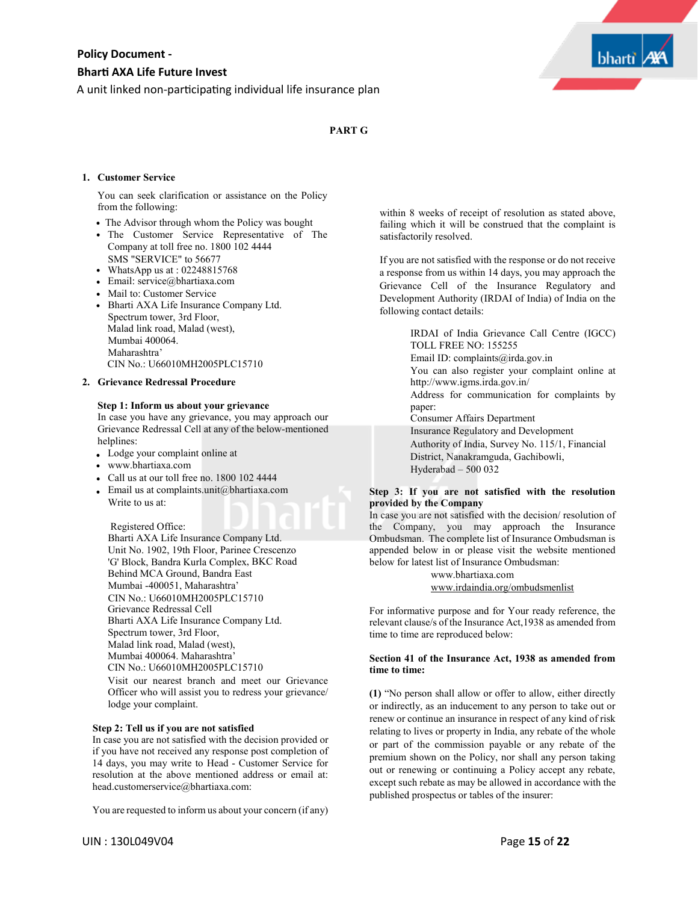## PART G

### 1. Customer Service

You can seek clarification or assistance on the Policy from the following:

- The Advisor through whom the Policy was bought
- The Customer Service Representative of The Company at toll free no. 1800 102 4444 SMS "SERVICE" to 56677
- WhatsApp us at : 02248815768
- Email: service@bhartiaxa.com
- Mail to: Customer Service
- Bharti AXA Life Insurance Company Ltd.
  Spectrum tower, 3rd Floor,
  Malad link road, Malad (west),
  Mumbai 400064.
  Maharashtra'
  CIN No.: U66010MH2005PLC15710

### 2. Grievance Redressal Procedure

**Step 1: Inform us about your grievance**

In case you have any grievance, you may approach our Grievance Redressal Cell at any of the below-mentioned helplines:

- Lodge your complaint online at
- www.bhartiaxa.com
- Call us at our toll free no. 1800 102 4444
- Email us at complaints.unit@bhartiaxa.com
  Write to us at:

  Registered Office:
  Bharti AXA Life Insurance Company Ltd.
  Unit No. 1902, 19th Floor, Parinee Crescenzo
  'G' Block, Bandra Kurla Complex, BKC Road
  Behind MCA Ground, Bandra East
  Mumbai -400051, Maharashtra'
  CIN No.: U66010MH2005PLC15710
  Grievance Redressal Cell
  Bharti AXA Life Insurance Company Ltd.
  Spectrum tower, 3rd Floor,
  Malad link road, Malad (west),
  Mumbai 400064. Maharashtra'
  CIN No.: U66010MH2005PLC15710
  Visit our nearest branch and meet our Grievance Officer who will assist you to redress your grievance/ lodge your complaint.

**Step 2: Tell us if you are not satisfied**

In case you are not satisfied with the decision provided or if you have not received any response post completion of 14 days, you may write to Head - Customer Service for resolution at the above mentioned address or email at: head.customerservice@bhartiaxa.com:

You are requested to inform us about your concern (if any) within 8 weeks of receipt of resolution as stated above, failing which it will be construed that the complaint is satisfactorily resolved.

If you are not satisfied with the response or do not receive a response from us within 14 days, you may approach the Grievance Cell of the Insurance Regulatory and Development Authority (IRDAI of India) of India on the following contact details:

IRDAI of India Grievance Call Centre (IGCC)
TOLL FREE NO: 155255
Email ID: complaints@irda.gov.in
You can also register your complaint online at http://www.igms.irda.gov.in/
Address for communication for complaints by paper:
Consumer Affairs Department
Insurance Regulatory and Development Authority of India, Survey No. 115/1, Financial District, Nanakramguda, Gachibowli,
Hyderabad – 500 032

**Step 3: If you are not satisfied with the resolution provided by the Company**

In case you are not satisfied with the decision/ resolution of the Company, you may approach the Insurance Ombudsman. The complete list of Insurance Ombudsman is appended below in or please visit the website mentioned below for latest list of Insurance Ombudsman:

www.bhartiaxa.com
www.irdaindia.org/ombudsmenlist

For informative purpose and for Your ready reference, the relevant clause/s of the Insurance Act,1938 as amended from time to time are reproduced below:

**Section 41 of the Insurance Act, 1938 as amended from time to time:**

**(1)** "No person shall allow or offer to allow, either directly or indirectly, as an inducement to any person to take out or renew or continue an insurance in respect of any kind of risk relating to lives or property in India, any rebate of the whole or part of the commission payable or any rebate of the premium shown on the Policy, nor shall any person taking out or renewing or continuing a Policy accept any rebate, except such rebate as may be allowed in accordance with the published prospectus or tables of the insurer: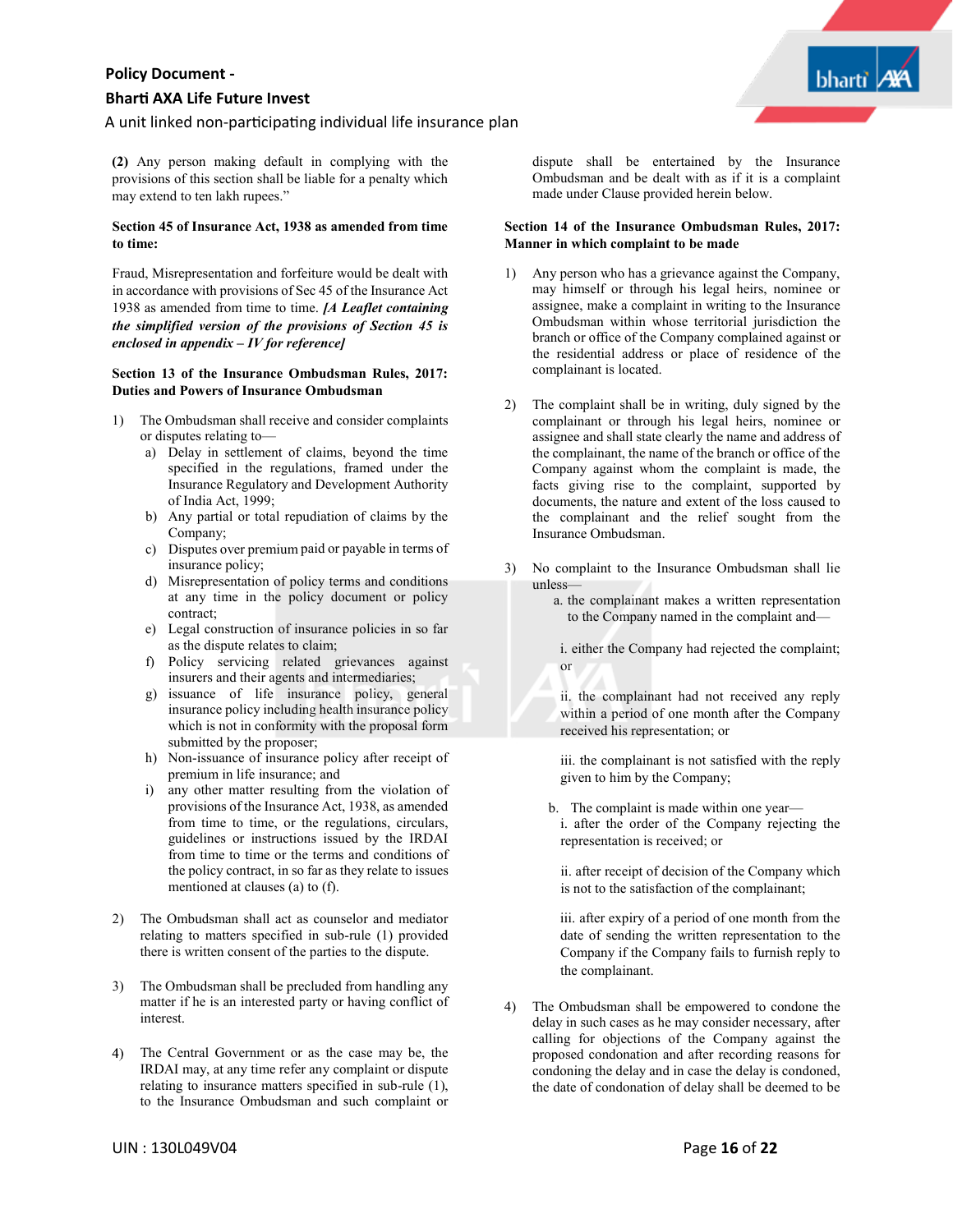**(2)** Any person making default in complying with the provisions of this section shall be liable for a penalty which may extend to ten lakh rupees."

**Section 45 of Insurance Act, 1938 as amended from time to time:**

Fraud, Misrepresentation and forfeiture would be dealt with in accordance with provisions of Sec 45 of the Insurance Act 1938 as amended from time to time. ***[A Leaflet containing the simplified version of the provisions of Section 45 is enclosed in appendix – IV for reference]***

**Section 13 of the Insurance Ombudsman Rules, 2017: Duties and Powers of Insurance Ombudsman**

1) The Ombudsman shall receive and consider complaints or disputes relating to—
   a) Delay in settlement of claims, beyond the time specified in the regulations, framed under the Insurance Regulatory and Development Authority of India Act, 1999;
   b) Any partial or total repudiation of claims by the Company;
   c) Disputes over premium paid or payable in terms of insurance policy;
   d) Misrepresentation of policy terms and conditions at any time in the policy document or policy contract;
   e) Legal construction of insurance policies in so far as the dispute relates to claim;
   f) Policy servicing related grievances against insurers and their agents and intermediaries;
   g) issuance of life insurance policy, general insurance policy including health insurance policy which is not in conformity with the proposal form submitted by the proposer;
   h) Non-issuance of insurance policy after receipt of premium in life insurance; and
   i) any other matter resulting from the violation of provisions of the Insurance Act, 1938, as amended from time to time, or the regulations, circulars, guidelines or instructions issued by the IRDAI from time to time or the terms and conditions of the policy contract, in so far as they relate to issues mentioned at clauses (a) to (f).

2) The Ombudsman shall act as counselor and mediator relating to matters specified in sub-rule (1) provided there is written consent of the parties to the dispute.

3) The Ombudsman shall be precluded from handling any matter if he is an interested party or having conflict of interest.

4) The Central Government or as the case may be, the IRDAI may, at any time refer any complaint or dispute relating to insurance matters specified in sub-rule (1), to the Insurance Ombudsman and such complaint or dispute shall be entertained by the Insurance Ombudsman and be dealt with as if it is a complaint made under Clause provided herein below.

**Section 14 of the Insurance Ombudsman Rules, 2017: Manner in which complaint to be made**

1) Any person who has a grievance against the Company, may himself or through his legal heirs, nominee or assignee, make a complaint in writing to the Insurance Ombudsman within whose territorial jurisdiction the branch or office of the Company complained against or the residential address or place of residence of the complainant is located.

2) The complaint shall be in writing, duly signed by the complainant or through his legal heirs, nominee or assignee and shall state clearly the name and address of the complainant, the name of the branch or office of the Company against whom the complaint is made, the facts giving rise to the complaint, supported by documents, the nature and extent of the loss caused to the complainant and the relief sought from the Insurance Ombudsman.

3) No complaint to the Insurance Ombudsman shall lie unless—
   a. the complainant makes a written representation to the Company named in the complaint and—

      i. either the Company had rejected the complaint; or

      ii. the complainant had not received any reply within a period of one month after the Company received his representation; or

      iii. the complainant is not satisfied with the reply given to him by the Company;

   b. The complaint is made within one year—
      i. after the order of the Company rejecting the representation is received; or

      ii. after receipt of decision of the Company which is not to the satisfaction of the complainant;

      iii. after expiry of a period of one month from the date of sending the written representation to the Company if the Company fails to furnish reply to the complainant.

4) The Ombudsman shall be empowered to condone the delay in such cases as he may consider necessary, after calling for objections of the Company against the proposed condonation and after recording reasons for condoning the delay and in case the delay is condoned, the date of condonation of delay shall be deemed to be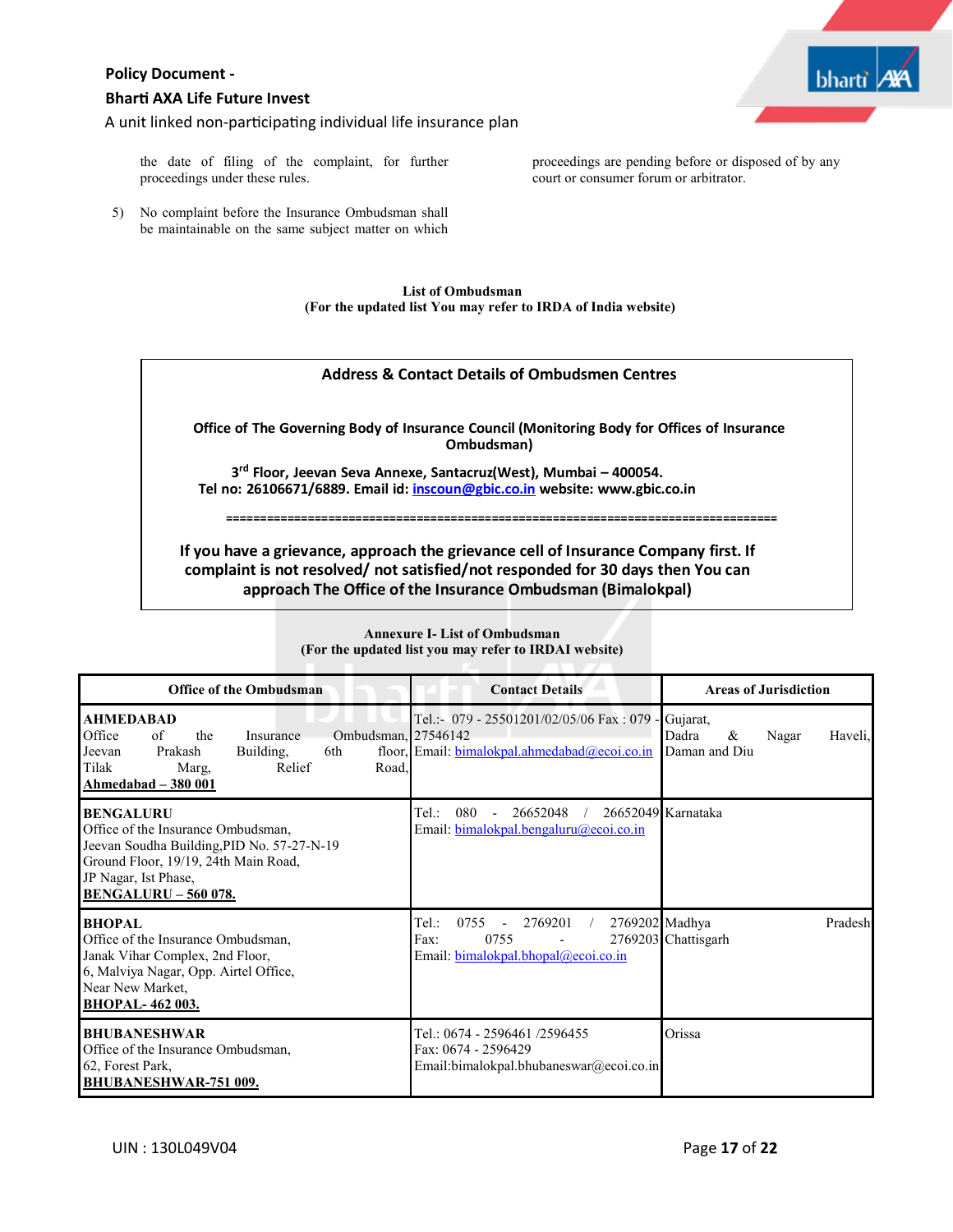the date of filing of the complaint, for further proceedings under these rules.

5) No complaint before the Insurance Ombudsman shall be maintainable on the same subject matter on which proceedings are pending before or disposed of by any court or consumer forum or arbitrator.

**List of Ombudsman**
**(For the updated list You may refer to IRDA of India website)**

**Address & Contact Details of Ombudsmen Centres**

**Office of The Governing Body of Insurance Council (Monitoring Body for Offices of Insurance Ombudsman)**

**3rd Floor, Jeevan Seva Annexe, Santacruz(West), Mumbai – 400054.**
**Tel no: 26106671/6889. Email id: inscoun@gbic.co.in website: www.gbic.co.in**

==============================================================================

**If you have a grievance, approach the grievance cell of Insurance Company first. If complaint is not resolved/ not satisfied/not responded for 30 days then You can approach The Office of the Insurance Ombudsman (Bimalokpal)**

**Annexure I- List of Ombudsman**
**(For the updated list you may refer to IRDAI website)**

| Office of the Ombudsman | Contact Details | Areas of Jurisdiction |
|---|---|---|
| **AHMEDABAD**<br>Office of the Insurance Ombudsman, Jeevan Prakash Building, 6th floor, Tilak Marg, Relief Road,<br>**Ahmedabad – 380 001** | Tel.:- 079 - 25501201/02/05/06 Fax : 079 - 27546142<br>Email: bimalokpal.ahmedabad@ecoi.co.in | Gujarat, Dadra & Nagar Haveli, Daman and Diu |
| **BENGALURU**<br>Office of the Insurance Ombudsman, Jeevan Soudha Building,PID No. 57-27-N-19 Ground Floor, 19/19, 24th Main Road, JP Nagar, Ist Phase,<br>**BENGALURU – 560 078.** | Tel.: 080 - 26652048 / 26652049<br>Email: bimalokpal.bengaluru@ecoi.co.in | Karnataka |
| **BHOPAL**<br>Office of the Insurance Ombudsman, Janak Vihar Complex, 2nd Floor, 6, Malviya Nagar, Opp. Airtel Office, Near New Market,<br>**BHOPAL- 462 003.** | Tel.: 0755 - 2769201 / 2769202<br>Fax: 0755 - 2769203<br>Email: bimalokpal.bhopal@ecoi.co.in | Madhya Pradesh Chattisgarh |
| **BHUBANESHWAR**<br>Office of the Insurance Ombudsman, 62, Forest Park,<br>**BHUBANESHWAR-751 009.** | Tel.: 0674 - 2596461 /2596455<br>Fax: 0674 - 2596429<br>Email:bimalokpal.bhubaneswar@ecoi.co.in | Orissa |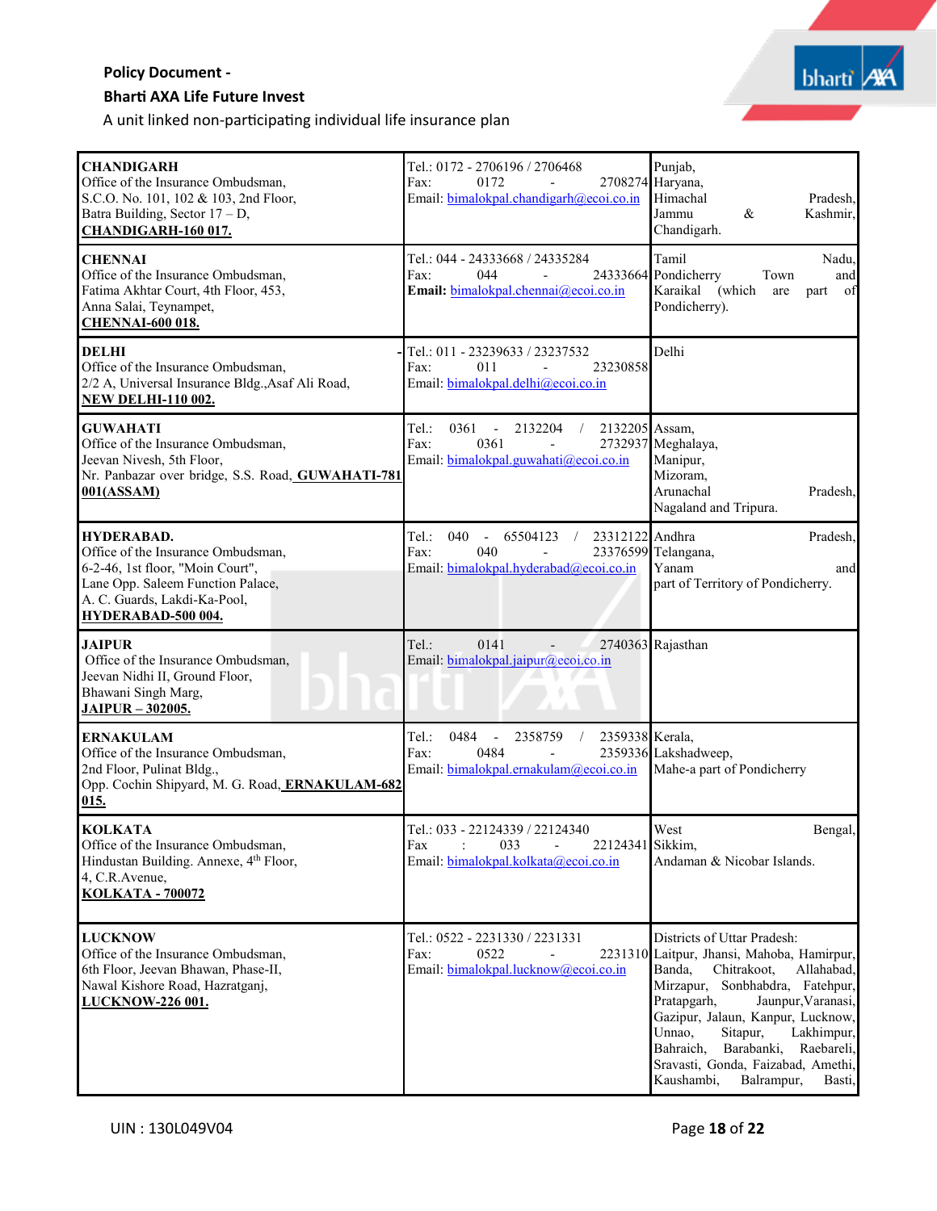| | | |
|---|---|---|
| **CHANDIGARH**<br>Office of the Insurance Ombudsman,<br>S.C.O. No. 101, 102 & 103, 2nd Floor,<br>Batra Building, Sector 17 – D,<br>**CHANDIGARH-160 017.** | Tel.: 0172 - 2706196 / 2706468<br>Fax: 0172 - 2708274<br>Email: bimalokpal.chandigarh@ecoi.co.in | Punjab,<br>Haryana,<br>Himachal Pradesh,<br>Jammu & Kashmir,<br>Chandigarh. |
| **CHENNAI**<br>Office of the Insurance Ombudsman,<br>Fatima Akhtar Court, 4th Floor, 453,<br>Anna Salai, Teynampet,<br>**CHENNAI-600 018.** | Tel.: 044 - 24333668 / 24335284<br>Fax: 044 - 24333664<br>**Email:** bimalokpal.chennai@ecoi.co.in | Tamil Nadu,<br>Pondicherry Town and<br>Karaikal (which are part of<br>Pondicherry). |
| **DELHI**<br>Office of the Insurance Ombudsman,<br>2/2 A, Universal Insurance Bldg.,Asaf Ali Road,<br>**NEW DELHI-110 002.** | Tel.: 011 - 23239633 / 23237532<br>Fax: 011 - 23230858<br>Email: bimalokpal.delhi@ecoi.co.in | Delhi |
| **GUWAHATI**<br>Office of the Insurance Ombudsman,<br>Jeevan Nivesh, 5th Floor,<br>Nr. Panbazar over bridge, S.S. Road, **GUWAHATI-781 001(ASSAM)** | Tel.: 0361 - 2132204 / 2132205<br>Fax: 0361 - 2732937<br>Email: bimalokpal.guwahati@ecoi.co.in | Assam,<br>Meghalaya,<br>Manipur,<br>Mizoram,<br>Arunachal Pradesh,<br>Nagaland and Tripura. |
| **HYDERABAD.**<br>Office of the Insurance Ombudsman,<br>6-2-46, 1st floor, "Moin Court",<br>Lane Opp. Saleem Function Palace,<br>A. C. Guards, Lakdi-Ka-Pool,<br>**HYDERABAD-500 004.** | Tel.: 040 - 65504123 / 23312122<br>Fax: 040 - 23376599<br>Email: bimalokpal.hyderabad@ecoi.co.in | Andhra Pradesh,<br>Telangana,<br>Yanam and<br>part of Territory of Pondicherry. |
| **JAIPUR**<br>Office of the Insurance Ombudsman,<br>Jeevan Nidhi II, Ground Floor,<br>Bhawani Singh Marg,<br>**JAIPUR – 302005.** | Tel.: 0141 - 2740363<br>Email: bimalokpal.jaipur@ecoi.co.in | Rajasthan |
| **ERNAKULAM**<br>Office of the Insurance Ombudsman,<br>2nd Floor, Pulinat Bldg.,<br>Opp. Cochin Shipyard, M. G. Road, **ERNAKULAM-682 015.** | Tel.: 0484 - 2358759 / 2359338<br>Fax: 0484 - 2359336<br>Email: bimalokpal.ernakulam@ecoi.co.in | Kerala,<br>Lakshadweep,<br>Mahe-a part of Pondicherry |
| **KOLKATA**<br>Office of the Insurance Ombudsman,<br>Hindustan Building. Annexe, 4th Floor,<br>4, C.R.Avenue,<br>**KOLKATA - 700072** | Tel.: 033 - 22124339 / 22124340<br>Fax : 033 - 22124341<br>Email: bimalokpal.kolkata@ecoi.co.in | West Bengal,<br>Sikkim,<br>Andaman & Nicobar Islands. |
| **LUCKNOW**<br>Office of the Insurance Ombudsman,<br>6th Floor, Jeevan Bhawan, Phase-II,<br>Nawal Kishore Road, Hazratganj,<br>**LUCKNOW-226 001.** | Tel.: 0522 - 2231330 / 2231331<br>Fax: 0522 - 2231310<br>Email: bimalokpal.lucknow@ecoi.co.in | Districts of Uttar Pradesh:<br>Laitpur, Jhansi, Mahoba, Hamirpur, Banda, Chitrakoot, Allahabad, Mirzapur, Sonbhabdra, Fatehpur, Pratapgarh, Jaunpur,Varanasi, Gazipur, Jalaun, Kanpur, Lucknow, Unnao, Sitapur, Lakhimpur, Bahraich, Barabanki, Raebareli, Sravasti, Gonda, Faizabad, Amethi, Kaushambi, Balrampur, Basti, |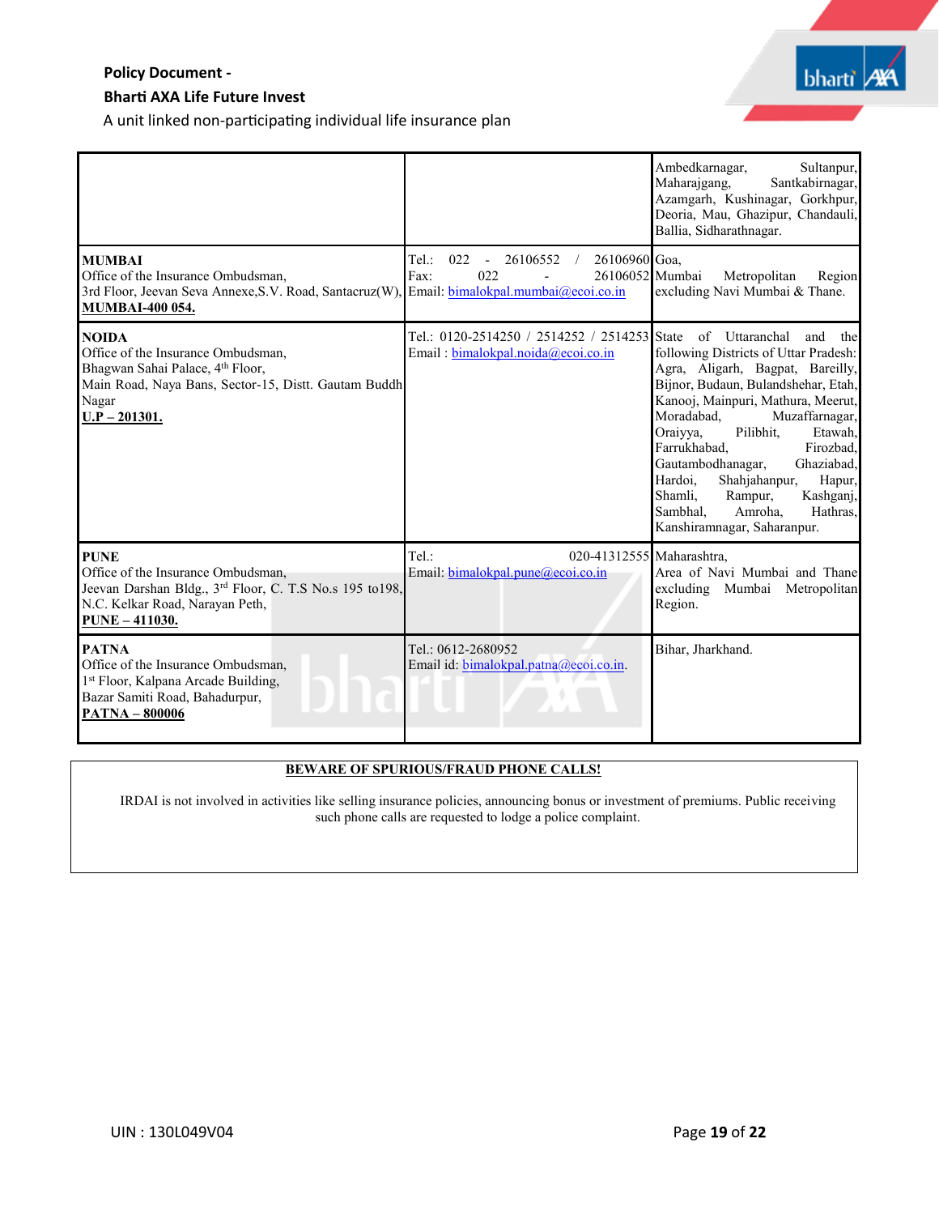| | | |
|---|---|---|
| | | Ambedkarnagar, Sultanpur, Maharajgang, Santkabirnagar, Azamgarh, Kushinagar, Gorkhpur, Deoria, Mau, Ghazipur, Chandauli, Ballia, Sidharathnagar. |
| **MUMBAI**<br>Office of the Insurance Ombudsman,<br>3rd Floor, Jeevan Seva Annexe,S.V. Road, Santacruz(W),<br>**MUMBAI-400 054.** | Tel.: 022 - 26106552 / 26106960<br>Fax: 022 - 26106052<br>Email: bimalokpal.mumbai@ecoi.co.in | Goa,<br>Mumbai Metropolitan Region excluding Navi Mumbai & Thane. |
| **NOIDA**<br>Office of the Insurance Ombudsman,<br>Bhagwan Sahai Palace, 4th Floor,<br>Main Road, Naya Bans, Sector-15, Distt. Gautam Buddh Nagar<br>**U.P – 201301.** | Tel.: 0120-2514250 / 2514252 / 2514253<br>Email : bimalokpal.noida@ecoi.co.in | State of Uttaranchal and the following Districts of Uttar Pradesh: Agra, Aligarh, Bagpat, Bareilly, Bijnor, Budaun, Bulandshehar, Etah, Kanooj, Mainpuri, Mathura, Meerut, Moradabad, Muzaffarnagar, Oraiyya, Pilibhit, Etawah, Farrukhabad, Firozbad, Gautambodhanagar, Ghaziabad, Hardoi, Shahjahanpur, Hapur, Shamli, Rampur, Kashganj, Sambhal, Amroha, Hathras, Kanshiramnagar, Saharanpur. |
| **PUNE**<br>Office of the Insurance Ombudsman,<br>Jeevan Darshan Bldg., 3rd Floor, C. T.S No.s 195 to198, N.C. Kelkar Road, Narayan Peth,<br>**PUNE – 411030.** | Tel.: 020-41312555<br>Email: bimalokpal.pune@ecoi.co.in | Maharashtra,<br>Area of Navi Mumbai and Thane excluding Mumbai Metropolitan Region. |
| **PATNA**<br>Office of the Insurance Ombudsman,<br>1st Floor, Kalpana Arcade Building,<br>Bazar Samiti Road, Bahadurpur,<br>**PATNA – 800006** | Tel.: 0612-2680952<br>Email id: bimalokpal.patna@ecoi.co.in. | Bihar, Jharkhand. |

**BEWARE OF SPURIOUS/FRAUD PHONE CALLS!**

IRDAI is not involved in activities like selling insurance policies, announcing bonus or investment of premiums. Public receiving such phone calls are requested to lodge a police complaint.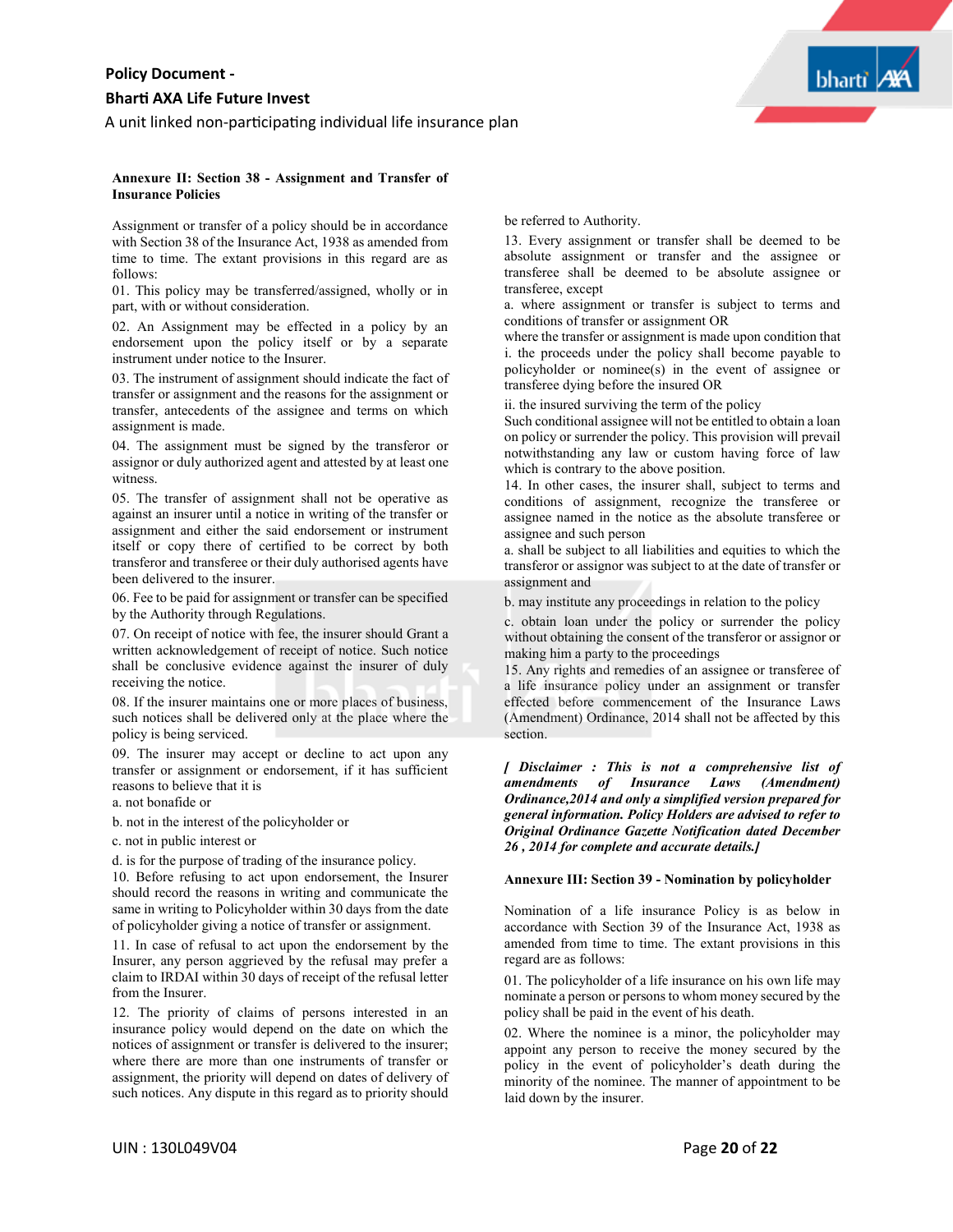**Annexure II: Section 38 - Assignment and Transfer of Insurance Policies**

Assignment or transfer of a policy should be in accordance with Section 38 of the Insurance Act, 1938 as amended from time to time. The extant provisions in this regard are as follows:

01. This policy may be transferred/assigned, wholly or in part, with or without consideration.

02. An Assignment may be effected in a policy by an endorsement upon the policy itself or by a separate instrument under notice to the Insurer.

03. The instrument of assignment should indicate the fact of transfer or assignment and the reasons for the assignment or transfer, antecedents of the assignee and terms on which assignment is made.

04. The assignment must be signed by the transferor or assignor or duly authorized agent and attested by at least one witness.

05. The transfer of assignment shall not be operative as against an insurer until a notice in writing of the transfer or assignment and either the said endorsement or instrument itself or copy there of certified to be correct by both transferor and transferee or their duly authorised agents have been delivered to the insurer.

06. Fee to be paid for assignment or transfer can be specified by the Authority through Regulations.

07. On receipt of notice with fee, the insurer should Grant a written acknowledgement of receipt of notice. Such notice shall be conclusive evidence against the insurer of duly receiving the notice.

08. If the insurer maintains one or more places of business, such notices shall be delivered only at the place where the policy is being serviced.

09. The insurer may accept or decline to act upon any transfer or assignment or endorsement, if it has sufficient reasons to believe that it is

a. not bonafide or

b. not in the interest of the policyholder or

c. not in public interest or

d. is for the purpose of trading of the insurance policy.

10. Before refusing to act upon endorsement, the Insurer should record the reasons in writing and communicate the same in writing to Policyholder within 30 days from the date of policyholder giving a notice of transfer or assignment.

11. In case of refusal to act upon the endorsement by the Insurer, any person aggrieved by the refusal may prefer a claim to IRDAI within 30 days of receipt of the refusal letter from the Insurer.

12. The priority of claims of persons interested in an insurance policy would depend on the date on which the notices of assignment or transfer is delivered to the insurer; where there are more than one instruments of transfer or assignment, the priority will depend on dates of delivery of such notices. Any dispute in this regard as to priority should be referred to Authority.

13. Every assignment or transfer shall be deemed to be absolute assignment or transfer and the assignee or transferee shall be deemed to be absolute assignee or transferee, except

a. where assignment or transfer is subject to terms and conditions of transfer or assignment OR

where the transfer or assignment is made upon condition that

i. the proceeds under the policy shall become payable to policyholder or nominee(s) in the event of assignee or transferee dying before the insured OR

ii. the insured surviving the term of the policy

Such conditional assignee will not be entitled to obtain a loan on policy or surrender the policy. This provision will prevail notwithstanding any law or custom having force of law which is contrary to the above position.

14. In other cases, the insurer shall, subject to terms and conditions of assignment, recognize the transferee or assignee named in the notice as the absolute transferee or assignee and such person

a. shall be subject to all liabilities and equities to which the transferor or assignor was subject to at the date of transfer or assignment and

b. may institute any proceedings in relation to the policy

c. obtain loan under the policy or surrender the policy without obtaining the consent of the transferor or assignor or making him a party to the proceedings

15. Any rights and remedies of an assignee or transferee of a life insurance policy under an assignment or transfer effected before commencement of the Insurance Laws (Amendment) Ordinance, 2014 shall not be affected by this section.

***[ Disclaimer : This is not a comprehensive list of amendments of Insurance Laws (Amendment) Ordinance,2014 and only a simplified version prepared for general information. Policy Holders are advised to refer to Original Ordinance Gazette Notification dated December 26 , 2014 for complete and accurate details.]***

**Annexure III: Section 39 - Nomination by policyholder**

Nomination of a life insurance Policy is as below in accordance with Section 39 of the Insurance Act, 1938 as amended from time to time. The extant provisions in this regard are as follows:

01. The policyholder of a life insurance on his own life may nominate a person or persons to whom money secured by the policy shall be paid in the event of his death.

02. Where the nominee is a minor, the policyholder may appoint any person to receive the money secured by the policy in the event of policyholder's death during the minority of the nominee. The manner of appointment to be laid down by the insurer.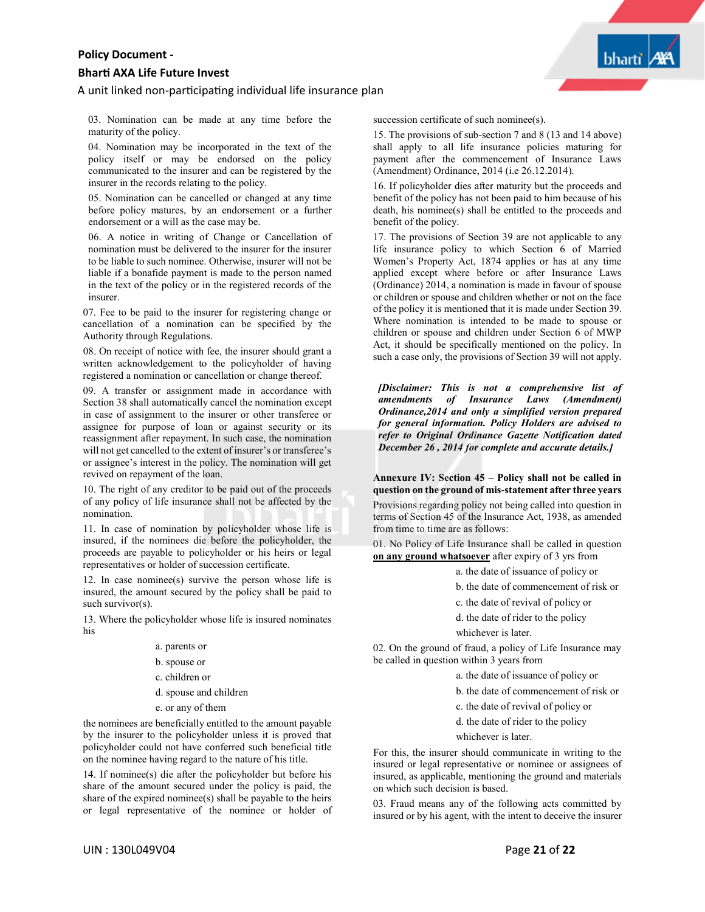03. Nomination can be made at any time before the maturity of the policy.

04. Nomination may be incorporated in the text of the policy itself or may be endorsed on the policy communicated to the insurer and can be registered by the insurer in the records relating to the policy.

05. Nomination can be cancelled or changed at any time before policy matures, by an endorsement or a further endorsement or a will as the case may be.

06. A notice in writing of Change or Cancellation of nomination must be delivered to the insurer for the insurer to be liable to such nominee. Otherwise, insurer will not be liable if a bonafide payment is made to the person named in the text of the policy or in the registered records of the insurer.

07. Fee to be paid to the insurer for registering change or cancellation of a nomination can be specified by the Authority through Regulations.

08. On receipt of notice with fee, the insurer should grant a written acknowledgement to the policyholder of having registered a nomination or cancellation or change thereof.

09. A transfer or assignment made in accordance with Section 38 shall automatically cancel the nomination except in case of assignment to the insurer or other transferee or assignee for purpose of loan or against security or its reassignment after repayment. In such case, the nomination will not get cancelled to the extent of insurer's or transferee's or assignee's interest in the policy. The nomination will get revived on repayment of the loan.

10. The right of any creditor to be paid out of the proceeds of any policy of life insurance shall not be affected by the nomination.

11. In case of nomination by policyholder whose life is insured, if the nominees die before the policyholder, the proceeds are payable to policyholder or his heirs or legal representatives or holder of succession certificate.

12. In case nominee(s) survive the person whose life is insured, the amount secured by the policy shall be paid to such survivor(s).

13. Where the policyholder whose life is insured nominates his

a. parents or

b. spouse or

c. children or

d. spouse and children

e. or any of them

the nominees are beneficially entitled to the amount payable by the insurer to the policyholder unless it is proved that policyholder could not have conferred such beneficial title on the nominee having regard to the nature of his title.

14. If nominee(s) die after the policyholder but before his share of the amount secured under the policy is paid, the share of the expired nominee(s) shall be payable to the heirs or legal representative of the nominee or holder of succession certificate of such nominee(s).

15. The provisions of sub-section 7 and 8 (13 and 14 above) shall apply to all life insurance policies maturing for payment after the commencement of Insurance Laws (Amendment) Ordinance, 2014 (i.e 26.12.2014).

16. If policyholder dies after maturity but the proceeds and benefit of the policy has not been paid to him because of his death, his nominee(s) shall be entitled to the proceeds and benefit of the policy.

17. The provisions of Section 39 are not applicable to any life insurance policy to which Section 6 of Married Women's Property Act, 1874 applies or has at any time applied except where before or after Insurance Laws (Ordinance) 2014, a nomination is made in favour of spouse or children or spouse and children whether or not on the face of the policy it is mentioned that it is made under Section 39. Where nomination is intended to be made to spouse or children or spouse and children under Section 6 of MWP Act, it should be specifically mentioned on the policy. In such a case only, the provisions of Section 39 will not apply.

***[Disclaimer: This is not a comprehensive list of amendments of Insurance Laws (Amendment) Ordinance,2014 and only a simplified version prepared for general information. Policy Holders are advised to refer to Original Ordinance Gazette Notification dated December 26 , 2014 for complete and accurate details.]***

**Annexure IV: Section 45 – Policy shall not be called in question on the ground of mis-statement after three years**

Provisions regarding policy not being called into question in terms of Section 45 of the Insurance Act, 1938, as amended from time to time are as follows:

01. No Policy of Life Insurance shall be called in question **on any ground whatsoever** after expiry of 3 yrs from

a. the date of issuance of policy or

b. the date of commencement of risk or

c. the date of revival of policy or

d. the date of rider to the policy

whichever is later.

02. On the ground of fraud, a policy of Life Insurance may be called in question within 3 years from

a. the date of issuance of policy or

b. the date of commencement of risk or

c. the date of revival of policy or

d. the date of rider to the policy

whichever is later.

For this, the insurer should communicate in writing to the insured or legal representative or nominee or assignees of insured, as applicable, mentioning the ground and materials on which such decision is based.

03. Fraud means any of the following acts committed by insured or by his agent, with the intent to deceive the insurer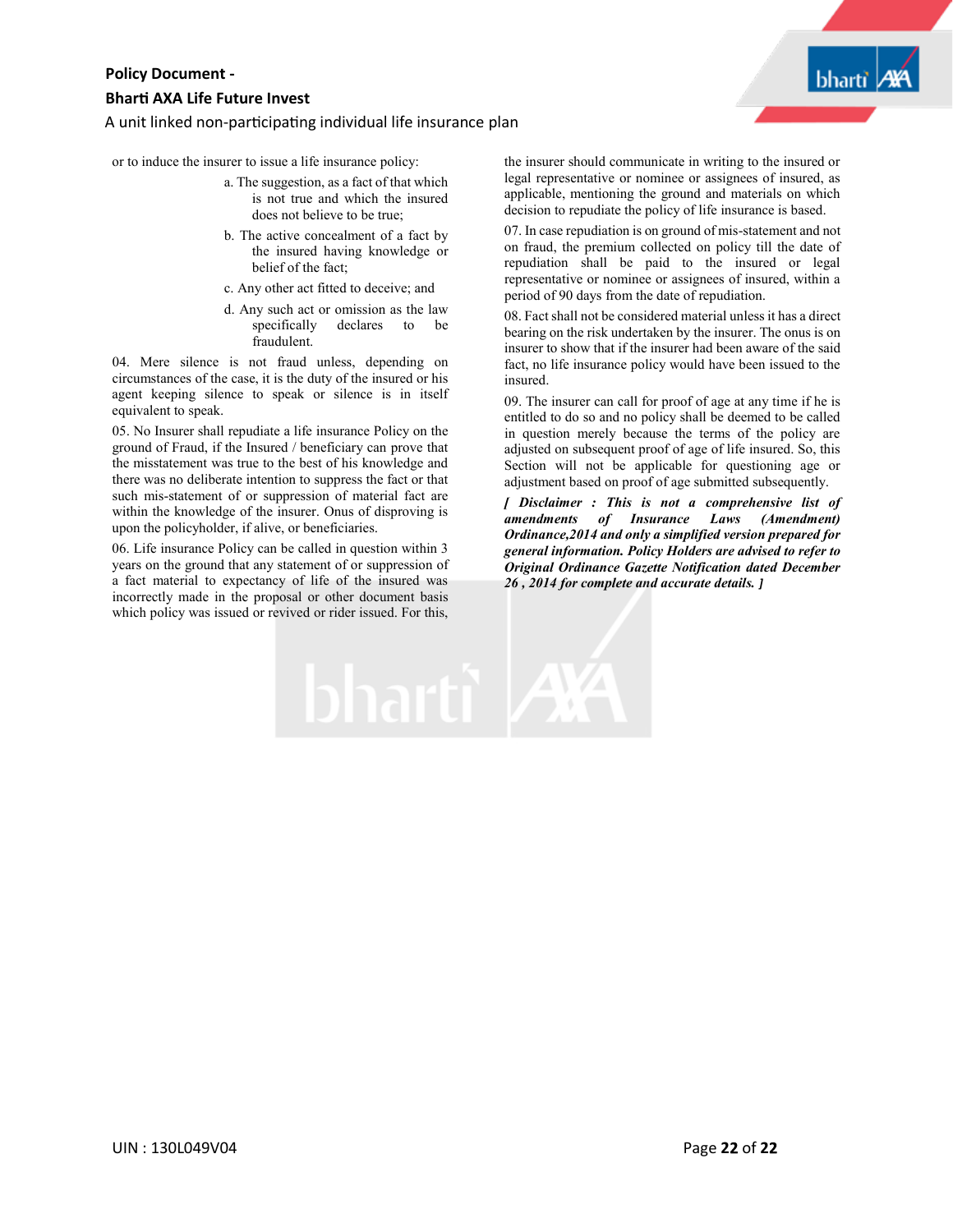or to induce the insurer to issue a life insurance policy:

a. The suggestion, as a fact of that which is not true and which the insured does not believe to be true;

b. The active concealment of a fact by the insured having knowledge or belief of the fact;

c. Any other act fitted to deceive; and

d. Any such act or omission as the law specifically declares to be fraudulent.

04. Mere silence is not fraud unless, depending on circumstances of the case, it is the duty of the insured or his agent keeping silence to speak or silence is in itself equivalent to speak.

05. No Insurer shall repudiate a life insurance Policy on the ground of Fraud, if the Insured / beneficiary can prove that the misstatement was true to the best of his knowledge and there was no deliberate intention to suppress the fact or that such mis-statement of or suppression of material fact are within the knowledge of the insurer. Onus of disproving is upon the policyholder, if alive, or beneficiaries.

06. Life insurance Policy can be called in question within 3 years on the ground that any statement of or suppression of a fact material to expectancy of life of the insured was incorrectly made in the proposal or other document basis which policy was issued or revived or rider issued. For this, the insurer should communicate in writing to the insured or legal representative or nominee or assignees of insured, as applicable, mentioning the ground and materials on which decision to repudiate the policy of life insurance is based.

07. In case repudiation is on ground of mis-statement and not on fraud, the premium collected on policy till the date of repudiation shall be paid to the insured or legal representative or nominee or assignees of insured, within a period of 90 days from the date of repudiation.

08. Fact shall not be considered material unless it has a direct bearing on the risk undertaken by the insurer. The onus is on insurer to show that if the insurer had been aware of the said fact, no life insurance policy would have been issued to the insured.

09. The insurer can call for proof of age at any time if he is entitled to do so and no policy shall be deemed to be called in question merely because the terms of the policy are adjusted on subsequent proof of age of life insured. So, this Section will not be applicable for questioning age or adjustment based on proof of age submitted subsequently.

***[ Disclaimer : This is not a comprehensive list of amendments of Insurance Laws (Amendment) Ordinance,2014 and only a simplified version prepared for general information. Policy Holders are advised to refer to Original Ordinance Gazette Notification dated December 26 , 2014 for complete and accurate details. ]***